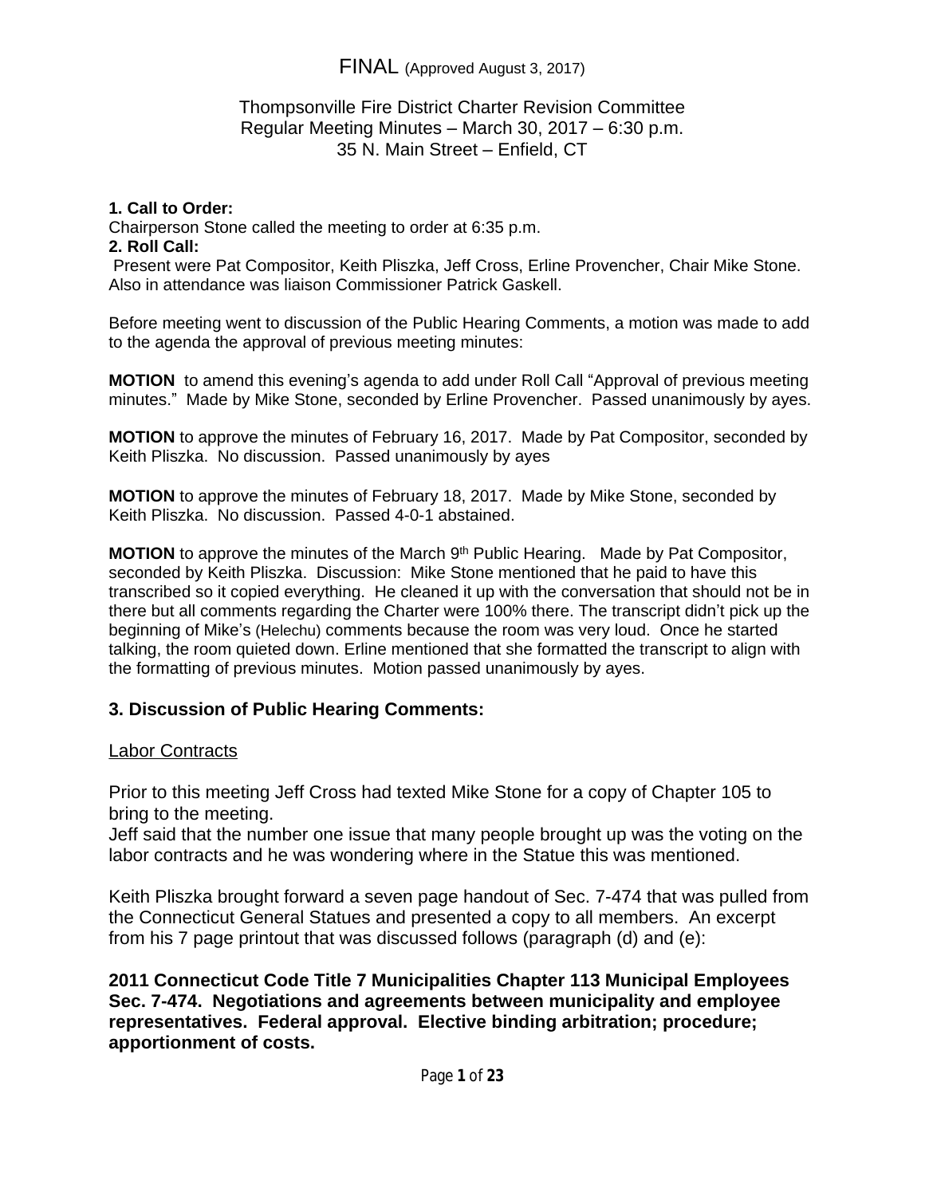FINAL (Approved August 3, 2017)

Thompsonville Fire District Charter Revision Committee
Regular Meeting Minutes – March 30, 2017 – 6:30 p.m.
35 N. Main Street – Enfield, CT

**1. Call to Order:**
Chairperson Stone called the meeting to order at 6:35 p.m.
**2. Roll Call:**
Present were Pat Compositor, Keith Pliszka, Jeff Cross, Erline Provencher, Chair Mike Stone. Also in attendance was liaison Commissioner Patrick Gaskell.

Before meeting went to discussion of the Public Hearing Comments, a motion was made to add to the agenda the approval of previous meeting minutes:

**MOTION** to amend this evening's agenda to add under Roll Call "Approval of previous meeting minutes." Made by Mike Stone, seconded by Erline Provencher. Passed unanimously by ayes.

**MOTION** to approve the minutes of February 16, 2017. Made by Pat Compositor, seconded by Keith Pliszka. No discussion. Passed unanimously by ayes

**MOTION** to approve the minutes of February 18, 2017. Made by Mike Stone, seconded by Keith Pliszka. No discussion. Passed 4-0-1 abstained.

**MOTION** to approve the minutes of the March 9th Public Hearing. Made by Pat Compositor, seconded by Keith Pliszka. Discussion: Mike Stone mentioned that he paid to have this transcribed so it copied everything. He cleaned it up with the conversation that should not be in there but all comments regarding the Charter were 100% there. The transcript didn't pick up the beginning of Mike's (Helechu) comments because the room was very loud. Once he started talking, the room quieted down. Erline mentioned that she formatted the transcript to align with the formatting of previous minutes. Motion passed unanimously by ayes.

## 3. Discussion of Public Hearing Comments:

Labor Contracts

Prior to this meeting Jeff Cross had texted Mike Stone for a copy of Chapter 105 to bring to the meeting.
Jeff said that the number one issue that many people brought up was the voting on the labor contracts and he was wondering where in the Statue this was mentioned.

Keith Pliszka brought forward a seven page handout of Sec. 7-474 that was pulled from the Connecticut General Statues and presented a copy to all members. An excerpt from his 7 page printout that was discussed follows (paragraph (d) and (e):

**2011 Connecticut Code Title 7 Municipalities Chapter 113 Municipal Employees Sec. 7-474. Negotiations and agreements between municipality and employee representatives. Federal approval. Elective binding arbitration; procedure; apportionment of costs.**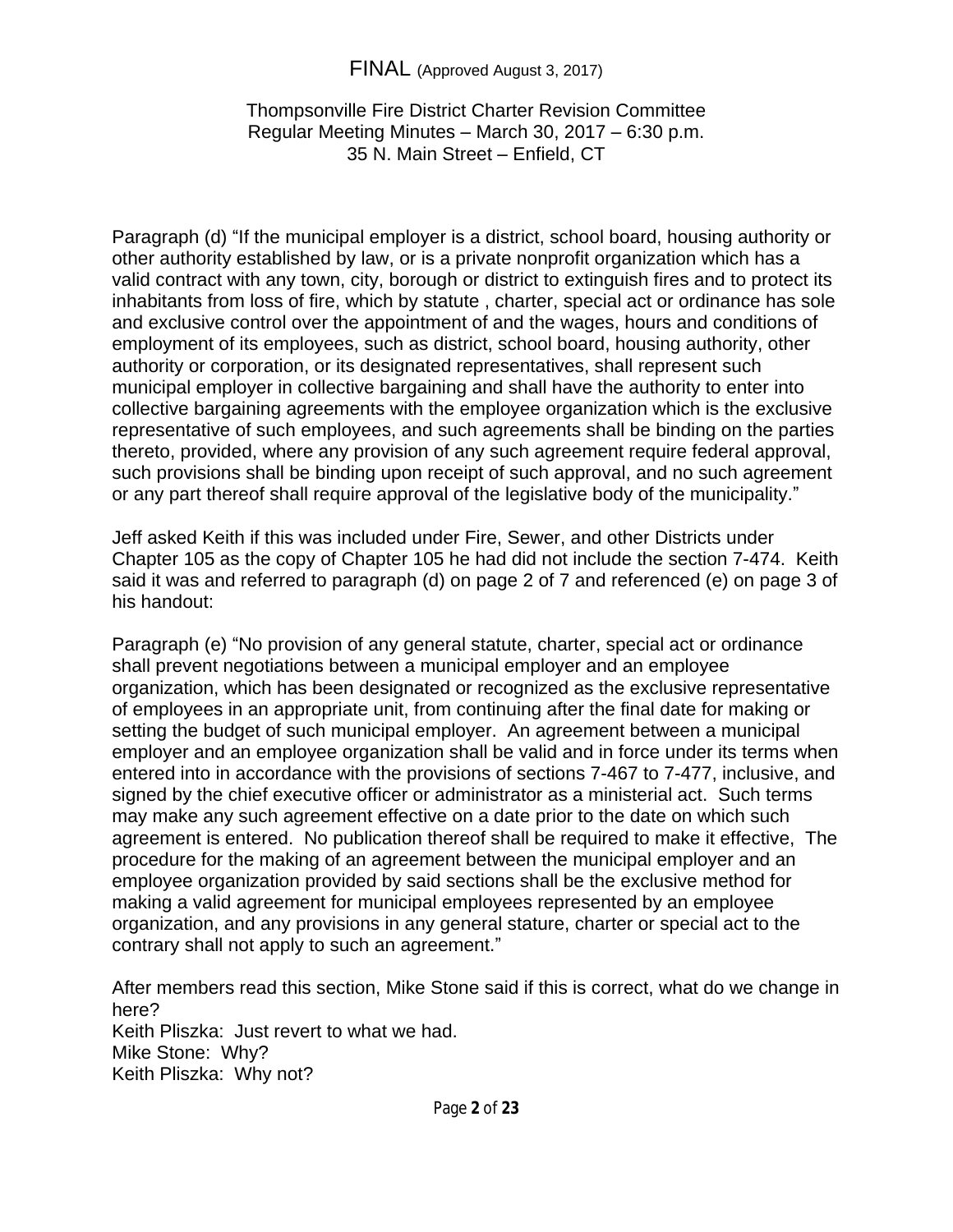Paragraph (d) "If the municipal employer is a district, school board, housing authority or other authority established by law, or is a private nonprofit organization which has a valid contract with any town, city, borough or district to extinguish fires and to protect its inhabitants from loss of fire, which by statute , charter, special act or ordinance has sole and exclusive control over the appointment of and the wages, hours and conditions of employment of its employees, such as district, school board, housing authority, other authority or corporation, or its designated representatives, shall represent such municipal employer in collective bargaining and shall have the authority to enter into collective bargaining agreements with the employee organization which is the exclusive representative of such employees, and such agreements shall be binding on the parties thereto, provided, where any provision of any such agreement require federal approval, such provisions shall be binding upon receipt of such approval, and no such agreement or any part thereof shall require approval of the legislative body of the municipality."

Jeff asked Keith if this was included under Fire, Sewer, and other Districts under Chapter 105 as the copy of Chapter 105 he had did not include the section 7-474. Keith said it was and referred to paragraph (d) on page 2 of 7 and referenced (e) on page 3 of his handout:

Paragraph (e) "No provision of any general statute, charter, special act or ordinance shall prevent negotiations between a municipal employer and an employee organization, which has been designated or recognized as the exclusive representative of employees in an appropriate unit, from continuing after the final date for making or setting the budget of such municipal employer. An agreement between a municipal employer and an employee organization shall be valid and in force under its terms when entered into in accordance with the provisions of sections 7-467 to 7-477, inclusive, and signed by the chief executive officer or administrator as a ministerial act. Such terms may make any such agreement effective on a date prior to the date on which such agreement is entered. No publication thereof shall be required to make it effective, The procedure for the making of an agreement between the municipal employer and an employee organization provided by said sections shall be the exclusive method for making a valid agreement for municipal employees represented by an employee organization, and any provisions in any general stature, charter or special act to the contrary shall not apply to such an agreement."

After members read this section, Mike Stone said if this is correct, what do we change in here?
Keith Pliszka: Just revert to what we had.
Mike Stone: Why?
Keith Pliszka: Why not?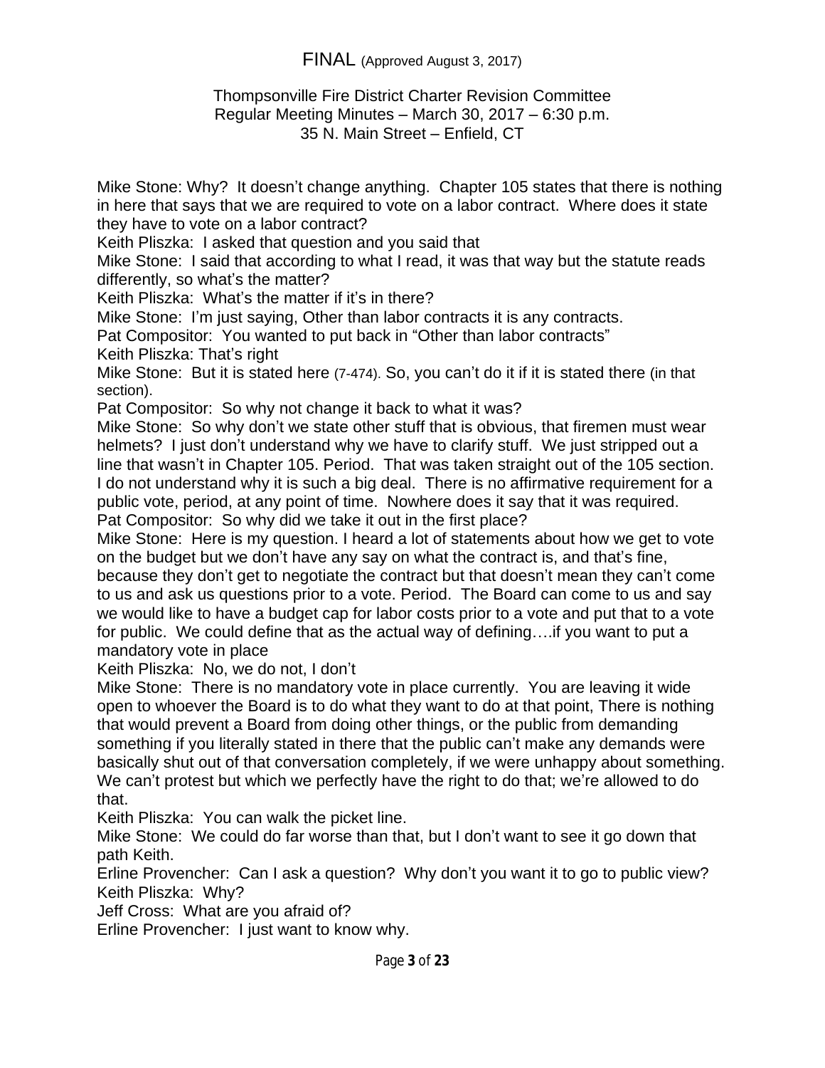FINAL (Approved August 3, 2017)

Thompsonville Fire District Charter Revision Committee
Regular Meeting Minutes – March 30, 2017 – 6:30 p.m.
35 N. Main Street – Enfield, CT

Mike Stone: Why? It doesn't change anything. Chapter 105 states that there is nothing in here that says that we are required to vote on a labor contract. Where does it state they have to vote on a labor contract?
Keith Pliszka: I asked that question and you said that
Mike Stone: I said that according to what I read, it was that way but the statute reads differently, so what's the matter?
Keith Pliszka: What's the matter if it's in there?
Mike Stone: I'm just saying, Other than labor contracts it is any contracts.
Pat Compositor: You wanted to put back in "Other than labor contracts"
Keith Pliszka: That's right
Mike Stone: But it is stated here (7-474). So, you can't do it if it is stated there (in that section).
Pat Compositor: So why not change it back to what it was?
Mike Stone: So why don't we state other stuff that is obvious, that firemen must wear helmets? I just don't understand why we have to clarify stuff. We just stripped out a line that wasn't in Chapter 105. Period. That was taken straight out of the 105 section. I do not understand why it is such a big deal. There is no affirmative requirement for a public vote, period, at any point of time. Nowhere does it say that it was required.
Pat Compositor: So why did we take it out in the first place?
Mike Stone: Here is my question. I heard a lot of statements about how we get to vote on the budget but we don't have any say on what the contract is, and that's fine, because they don't get to negotiate the contract but that doesn't mean they can't come to us and ask us questions prior to a vote. Period. The Board can come to us and say we would like to have a budget cap for labor costs prior to a vote and put that to a vote for public. We could define that as the actual way of defining….if you want to put a mandatory vote in place
Keith Pliszka: No, we do not, I don't
Mike Stone: There is no mandatory vote in place currently. You are leaving it wide open to whoever the Board is to do what they want to do at that point, There is nothing that would prevent a Board from doing other things, or the public from demanding something if you literally stated in there that the public can't make any demands were basically shut out of that conversation completely, if we were unhappy about something. We can't protest but which we perfectly have the right to do that; we're allowed to do that.
Keith Pliszka: You can walk the picket line.
Mike Stone: We could do far worse than that, but I don't want to see it go down that path Keith.
Erline Provencher: Can I ask a question? Why don't you want it to go to public view?
Keith Pliszka: Why?
Jeff Cross: What are you afraid of?
Erline Provencher: I just want to know why.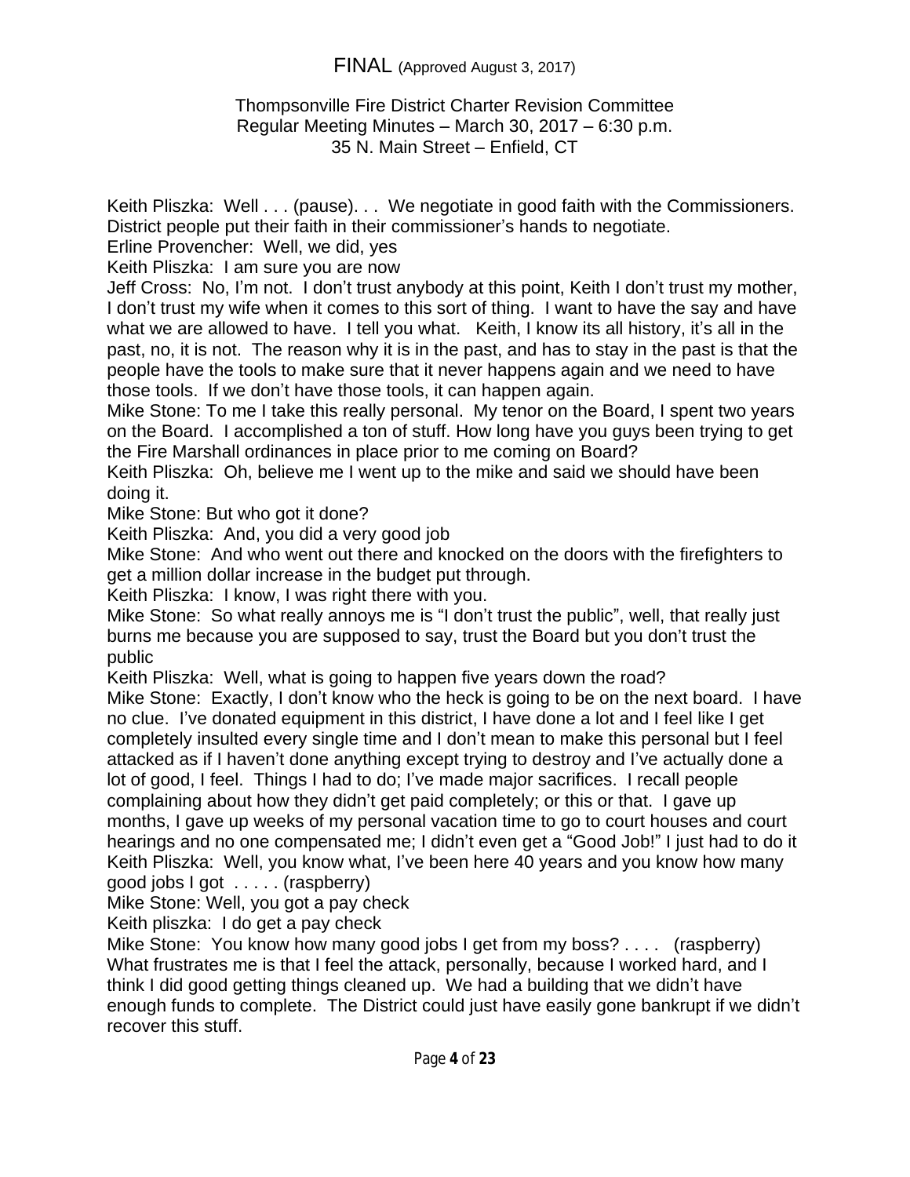FINAL (Approved August 3, 2017)

Thompsonville Fire District Charter Revision Committee
Regular Meeting Minutes – March 30, 2017 – 6:30 p.m.
35 N. Main Street – Enfield, CT

Keith Pliszka: Well . . . (pause). . . We negotiate in good faith with the Commissioners. District people put their faith in their commissioner's hands to negotiate.
Erline Provencher: Well, we did, yes
Keith Pliszka: I am sure you are now
Jeff Cross: No, I'm not. I don't trust anybody at this point, Keith I don't trust my mother, I don't trust my wife when it comes to this sort of thing. I want to have the say and have what we are allowed to have. I tell you what. Keith, I know its all history, it's all in the past, no, it is not. The reason why it is in the past, and has to stay in the past is that the people have the tools to make sure that it never happens again and we need to have those tools. If we don't have those tools, it can happen again.
Mike Stone: To me I take this really personal. My tenor on the Board, I spent two years on the Board. I accomplished a ton of stuff. How long have you guys been trying to get the Fire Marshall ordinances in place prior to me coming on Board?
Keith Pliszka: Oh, believe me I went up to the mike and said we should have been doing it.
Mike Stone: But who got it done?
Keith Pliszka: And, you did a very good job
Mike Stone: And who went out there and knocked on the doors with the firefighters to get a million dollar increase in the budget put through.
Keith Pliszka: I know, I was right there with you.
Mike Stone: So what really annoys me is "I don't trust the public", well, that really just burns me because you are supposed to say, trust the Board but you don't trust the public
Keith Pliszka: Well, what is going to happen five years down the road?
Mike Stone: Exactly, I don't know who the heck is going to be on the next board. I have no clue. I've donated equipment in this district, I have done a lot and I feel like I get completely insulted every single time and I don't mean to make this personal but I feel attacked as if I haven't done anything except trying to destroy and I've actually done a lot of good, I feel. Things I had to do; I've made major sacrifices. I recall people complaining about how they didn't get paid completely; or this or that. I gave up months, I gave up weeks of my personal vacation time to go to court houses and court hearings and no one compensated me; I didn't even get a "Good Job!" I just had to do it
Keith Pliszka: Well, you know what, I've been here 40 years and you know how many good jobs I got . . . . . (raspberry)
Mike Stone: Well, you got a pay check
Keith pliszka: I do get a pay check
Mike Stone: You know how many good jobs I get from my boss? . . . . (raspberry) What frustrates me is that I feel the attack, personally, because I worked hard, and I think I did good getting things cleaned up. We had a building that we didn't have enough funds to complete. The District could just have easily gone bankrupt if we didn't recover this stuff.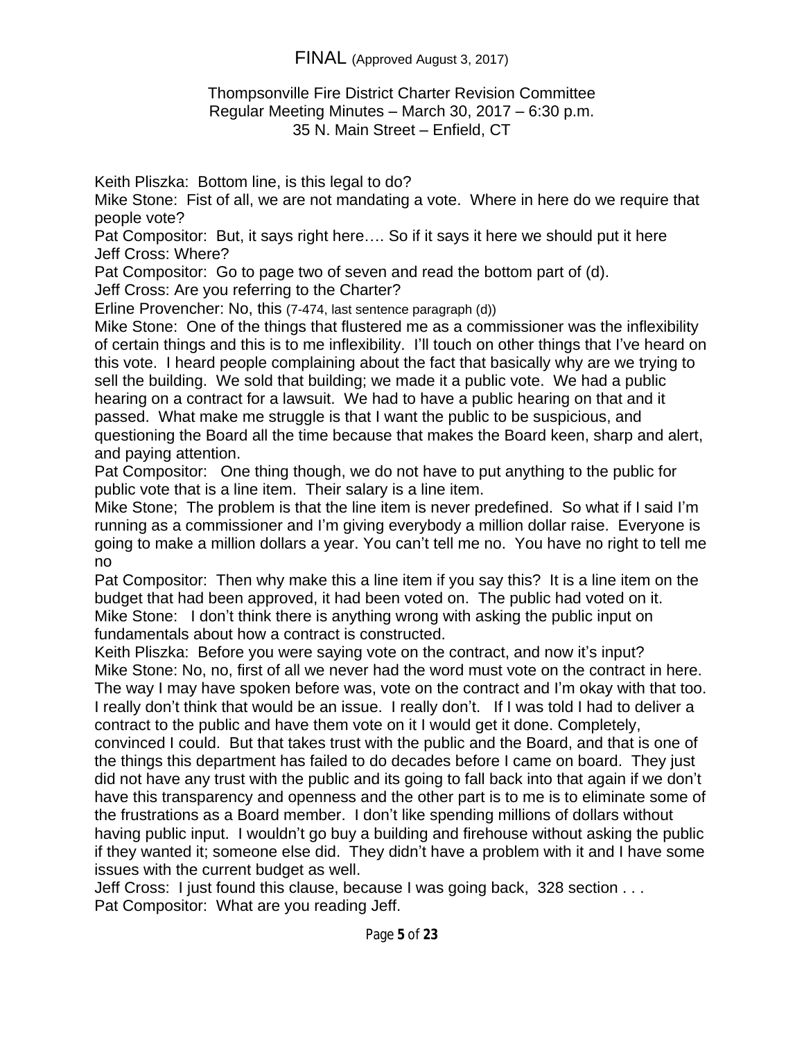FINAL (Approved August 3, 2017)

Thompsonville Fire District Charter Revision Committee
Regular Meeting Minutes – March 30, 2017 – 6:30 p.m.
35 N. Main Street – Enfield, CT

Keith Pliszka: Bottom line, is this legal to do?
Mike Stone: Fist of all, we are not mandating a vote. Where in here do we require that people vote?
Pat Compositor: But, it says right here…. So if it says it here we should put it here
Jeff Cross: Where?
Pat Compositor: Go to page two of seven and read the bottom part of (d).
Jeff Cross: Are you referring to the Charter?
Erline Provencher: No, this (7-474, last sentence paragraph (d))
Mike Stone: One of the things that flustered me as a commissioner was the inflexibility of certain things and this is to me inflexibility. I'll touch on other things that I've heard on this vote. I heard people complaining about the fact that basically why are we trying to sell the building. We sold that building; we made it a public vote. We had a public hearing on a contract for a lawsuit. We had to have a public hearing on that and it passed. What make me struggle is that I want the public to be suspicious, and questioning the Board all the time because that makes the Board keen, sharp and alert, and paying attention.
Pat Compositor: One thing though, we do not have to put anything to the public for public vote that is a line item. Their salary is a line item.
Mike Stone; The problem is that the line item is never predefined. So what if I said I'm running as a commissioner and I'm giving everybody a million dollar raise. Everyone is going to make a million dollars a year. You can't tell me no. You have no right to tell me no
Pat Compositor: Then why make this a line item if you say this? It is a line item on the budget that had been approved, it had been voted on. The public had voted on it.
Mike Stone: I don't think there is anything wrong with asking the public input on fundamentals about how a contract is constructed.
Keith Pliszka: Before you were saying vote on the contract, and now it's input?
Mike Stone: No, no, first of all we never had the word must vote on the contract in here. The way I may have spoken before was, vote on the contract and I'm okay with that too. I really don't think that would be an issue. I really don't. If I was told I had to deliver a contract to the public and have them vote on it I would get it done. Completely, convinced I could. But that takes trust with the public and the Board, and that is one of the things this department has failed to do decades before I came on board. They just did not have any trust with the public and its going to fall back into that again if we don't have this transparency and openness and the other part is to me is to eliminate some of the frustrations as a Board member. I don't like spending millions of dollars without having public input. I wouldn't go buy a building and firehouse without asking the public if they wanted it; someone else did. They didn't have a problem with it and I have some issues with the current budget as well.
Jeff Cross: I just found this clause, because I was going back, 328 section . . .
Pat Compositor: What are you reading Jeff.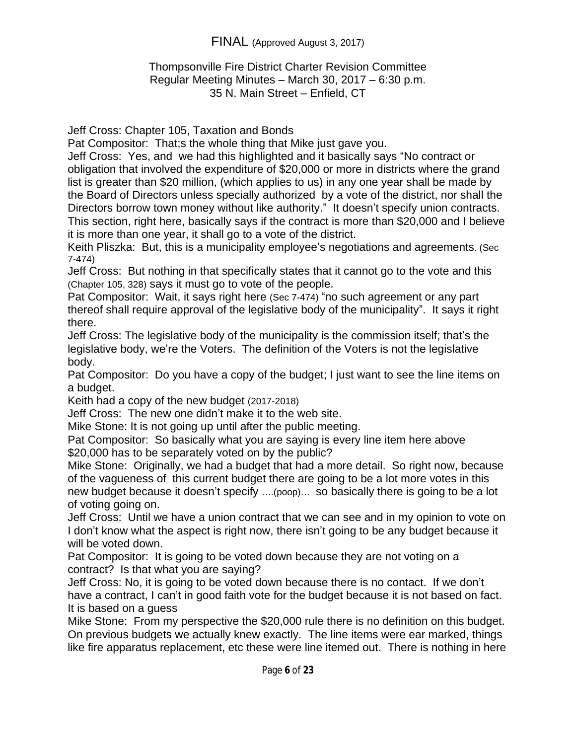FINAL (Approved August 3, 2017)

Thompsonville Fire District Charter Revision Committee
Regular Meeting Minutes – March 30, 2017 – 6:30 p.m.
35 N. Main Street – Enfield, CT

Jeff Cross: Chapter 105, Taxation and Bonds
Pat Compositor: That;s the whole thing that Mike just gave you.
Jeff Cross: Yes, and we had this highlighted and it basically says "No contract or obligation that involved the expenditure of $20,000 or more in districts where the grand list is greater than $20 million, (which applies to us) in any one year shall be made by the Board of Directors unless specially authorized by a vote of the district, nor shall the Directors borrow town money without like authority." It doesn't specify union contracts. This section, right here, basically says if the contract is more than $20,000 and I believe it is more than one year, it shall go to a vote of the district.
Keith Pliszka: But, this is a municipality employee's negotiations and agreements. (Sec 7-474)
Jeff Cross: But nothing in that specifically states that it cannot go to the vote and this (Chapter 105, 328) says it must go to vote of the people.
Pat Compositor: Wait, it says right here (Sec 7-474) "no such agreement or any part thereof shall require approval of the legislative body of the municipality". It says it right there.
Jeff Cross: The legislative body of the municipality is the commission itself; that's the legislative body, we're the Voters. The definition of the Voters is not the legislative body.
Pat Compositor: Do you have a copy of the budget; I just want to see the line items on a budget.
Keith had a copy of the new budget (2017-2018)
Jeff Cross: The new one didn't make it to the web site.
Mike Stone: It is not going up until after the public meeting.
Pat Compositor: So basically what you are saying is every line item here above $20,000 has to be separately voted on by the public?
Mike Stone: Originally, we had a budget that had a more detail. So right now, because of the vagueness of this current budget there are going to be a lot more votes in this new budget because it doesn't specify ….(poop)… so basically there is going to be a lot of voting going on.
Jeff Cross: Until we have a union contract that we can see and in my opinion to vote on I don't know what the aspect is right now, there isn't going to be any budget because it will be voted down.
Pat Compositor: It is going to be voted down because they are not voting on a contract? Is that what you are saying?
Jeff Cross: No, it is going to be voted down because there is no contact. If we don't have a contract, I can't in good faith vote for the budget because it is not based on fact. It is based on a guess
Mike Stone: From my perspective the $20,000 rule there is no definition on this budget. On previous budgets we actually knew exactly. The line items were ear marked, things like fire apparatus replacement, etc these were line itemed out. There is nothing in here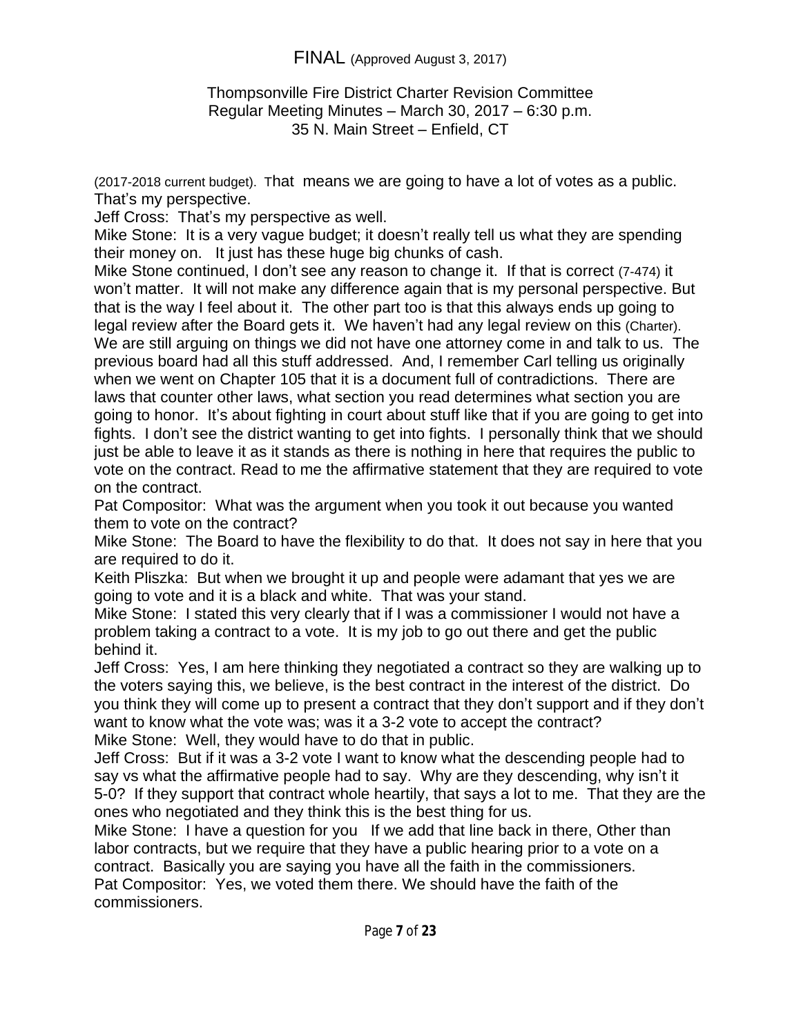(2017-2018 current budget). That means we are going to have a lot of votes as a public. That's my perspective.

Jeff Cross: That's my perspective as well.

Mike Stone: It is a very vague budget; it doesn't really tell us what they are spending their money on. It just has these huge big chunks of cash.

Mike Stone continued, I don't see any reason to change it. If that is correct (7-474) it won't matter. It will not make any difference again that is my personal perspective. But that is the way I feel about it. The other part too is that this always ends up going to legal review after the Board gets it. We haven't had any legal review on this (Charter). We are still arguing on things we did not have one attorney come in and talk to us. The previous board had all this stuff addressed. And, I remember Carl telling us originally when we went on Chapter 105 that it is a document full of contradictions. There are laws that counter other laws, what section you read determines what section you are going to honor. It's about fighting in court about stuff like that if you are going to get into fights. I don't see the district wanting to get into fights. I personally think that we should just be able to leave it as it stands as there is nothing in here that requires the public to vote on the contract. Read to me the affirmative statement that they are required to vote on the contract.

Pat Compositor: What was the argument when you took it out because you wanted them to vote on the contract?

Mike Stone: The Board to have the flexibility to do that. It does not say in here that you are required to do it.

Keith Pliszka: But when we brought it up and people were adamant that yes we are going to vote and it is a black and white. That was your stand.

Mike Stone: I stated this very clearly that if I was a commissioner I would not have a problem taking a contract to a vote. It is my job to go out there and get the public behind it.

Jeff Cross: Yes, I am here thinking they negotiated a contract so they are walking up to the voters saying this, we believe, is the best contract in the interest of the district. Do you think they will come up to present a contract that they don't support and if they don't want to know what the vote was; was it a 3-2 vote to accept the contract?

Mike Stone: Well, they would have to do that in public.

Jeff Cross: But if it was a 3-2 vote I want to know what the descending people had to say vs what the affirmative people had to say. Why are they descending, why isn't it 5-0? If they support that contract whole heartily, that says a lot to me. That they are the ones who negotiated and they think this is the best thing for us.

Mike Stone: I have a question for you If we add that line back in there, Other than labor contracts, but we require that they have a public hearing prior to a vote on a contract. Basically you are saying you have all the faith in the commissioners.

Pat Compositor: Yes, we voted them there. We should have the faith of the commissioners.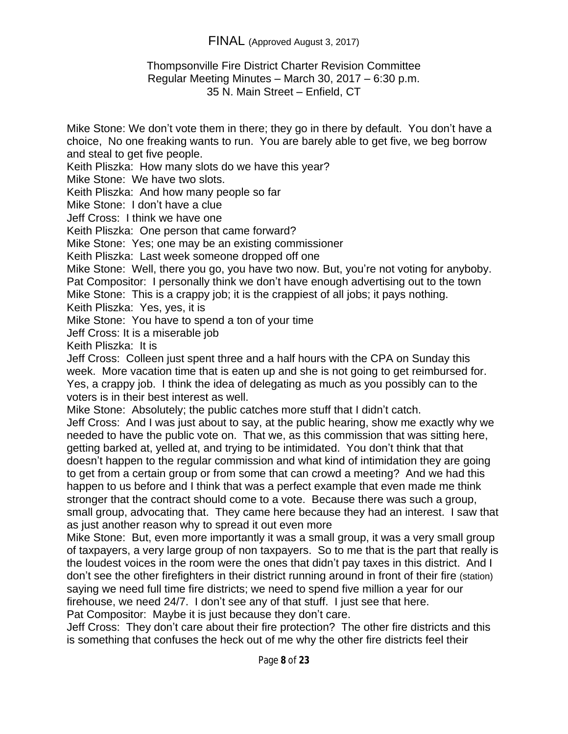Mike Stone: We don't vote them in there; they go in there by default. You don't have a choice, No one freaking wants to run. You are barely able to get five, we beg borrow and steal to get five people.
Keith Pliszka: How many slots do we have this year?
Mike Stone: We have two slots.
Keith Pliszka: And how many people so far
Mike Stone: I don't have a clue
Jeff Cross: I think we have one
Keith Pliszka: One person that came forward?
Mike Stone: Yes; one may be an existing commissioner
Keith Pliszka: Last week someone dropped off one
Mike Stone: Well, there you go, you have two now. But, you're not voting for anyboby.
Pat Compositor: I personally think we don't have enough advertising out to the town
Mike Stone: This is a crappy job; it is the crappiest of all jobs; it pays nothing.
Keith Pliszka: Yes, yes, it is
Mike Stone: You have to spend a ton of your time
Jeff Cross: It is a miserable job
Keith Pliszka: It is
Jeff Cross: Colleen just spent three and a half hours with the CPA on Sunday this week. More vacation time that is eaten up and she is not going to get reimbursed for. Yes, a crappy job. I think the idea of delegating as much as you possibly can to the voters is in their best interest as well.
Mike Stone: Absolutely; the public catches more stuff that I didn't catch.
Jeff Cross: And I was just about to say, at the public hearing, show me exactly why we needed to have the public vote on. That we, as this commission that was sitting here, getting barked at, yelled at, and trying to be intimidated. You don't think that that doesn't happen to the regular commission and what kind of intimidation they are going to get from a certain group or from some that can crowd a meeting? And we had this happen to us before and I think that was a perfect example that even made me think stronger that the contract should come to a vote. Because there was such a group, small group, advocating that. They came here because they had an interest. I saw that as just another reason why to spread it out even more
Mike Stone: But, even more importantly it was a small group, it was a very small group of taxpayers, a very large group of non taxpayers. So to me that is the part that really is the loudest voices in the room were the ones that didn't pay taxes in this district. And I don't see the other firefighters in their district running around in front of their fire (station) saying we need full time fire districts; we need to spend five million a year for our firehouse, we need 24/7. I don't see any of that stuff. I just see that here.
Pat Compositor: Maybe it is just because they don't care.
Jeff Cross: They don't care about their fire protection? The other fire districts and this is something that confuses the heck out of me why the other fire districts feel their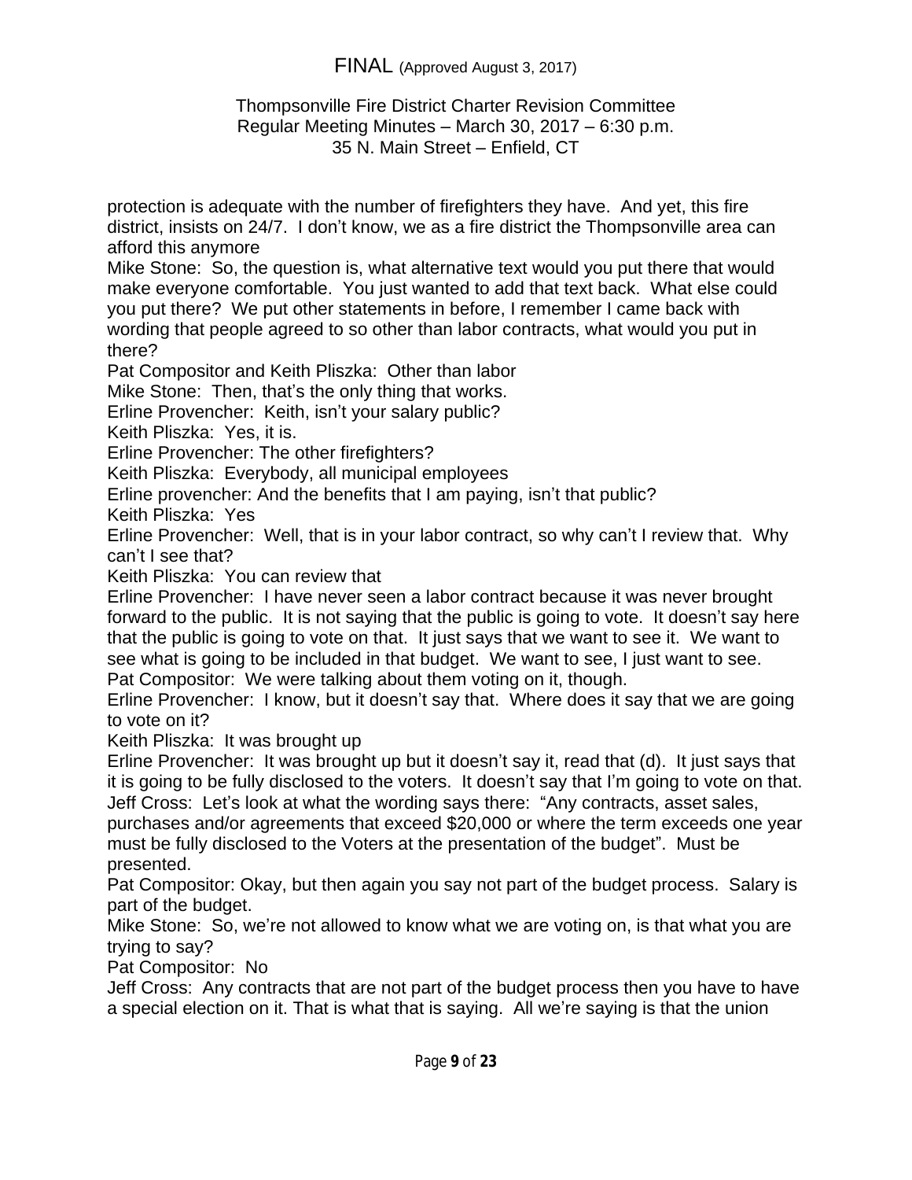protection is adequate with the number of firefighters they have. And yet, this fire district, insists on 24/7. I don't know, we as a fire district the Thompsonville area can afford this anymore

Mike Stone: So, the question is, what alternative text would you put there that would make everyone comfortable. You just wanted to add that text back. What else could you put there? We put other statements in before, I remember I came back with wording that people agreed to so other than labor contracts, what would you put in there?

Pat Compositor and Keith Pliszka: Other than labor

Mike Stone: Then, that's the only thing that works.

Erline Provencher: Keith, isn't your salary public?

Keith Pliszka: Yes, it is.

Erline Provencher: The other firefighters?

Keith Pliszka: Everybody, all municipal employees

Erline provencher: And the benefits that I am paying, isn't that public?

Keith Pliszka: Yes

Erline Provencher: Well, that is in your labor contract, so why can't I review that. Why can't I see that?

Keith Pliszka: You can review that

Erline Provencher: I have never seen a labor contract because it was never brought forward to the public. It is not saying that the public is going to vote. It doesn't say here that the public is going to vote on that. It just says that we want to see it. We want to see what is going to be included in that budget. We want to see, I just want to see.

Pat Compositor: We were talking about them voting on it, though.

Erline Provencher: I know, but it doesn't say that. Where does it say that we are going to vote on it?

Keith Pliszka: It was brought up

Erline Provencher: It was brought up but it doesn't say it, read that (d). It just says that it is going to be fully disclosed to the voters. It doesn't say that I'm going to vote on that.

Jeff Cross: Let's look at what the wording says there: "Any contracts, asset sales, purchases and/or agreements that exceed $20,000 or where the term exceeds one year must be fully disclosed to the Voters at the presentation of the budget". Must be presented.

Pat Compositor: Okay, but then again you say not part of the budget process. Salary is part of the budget.

Mike Stone: So, we're not allowed to know what we are voting on, is that what you are trying to say?

Pat Compositor: No

Jeff Cross: Any contracts that are not part of the budget process then you have to have a special election on it. That is what that is saying. All we're saying is that the union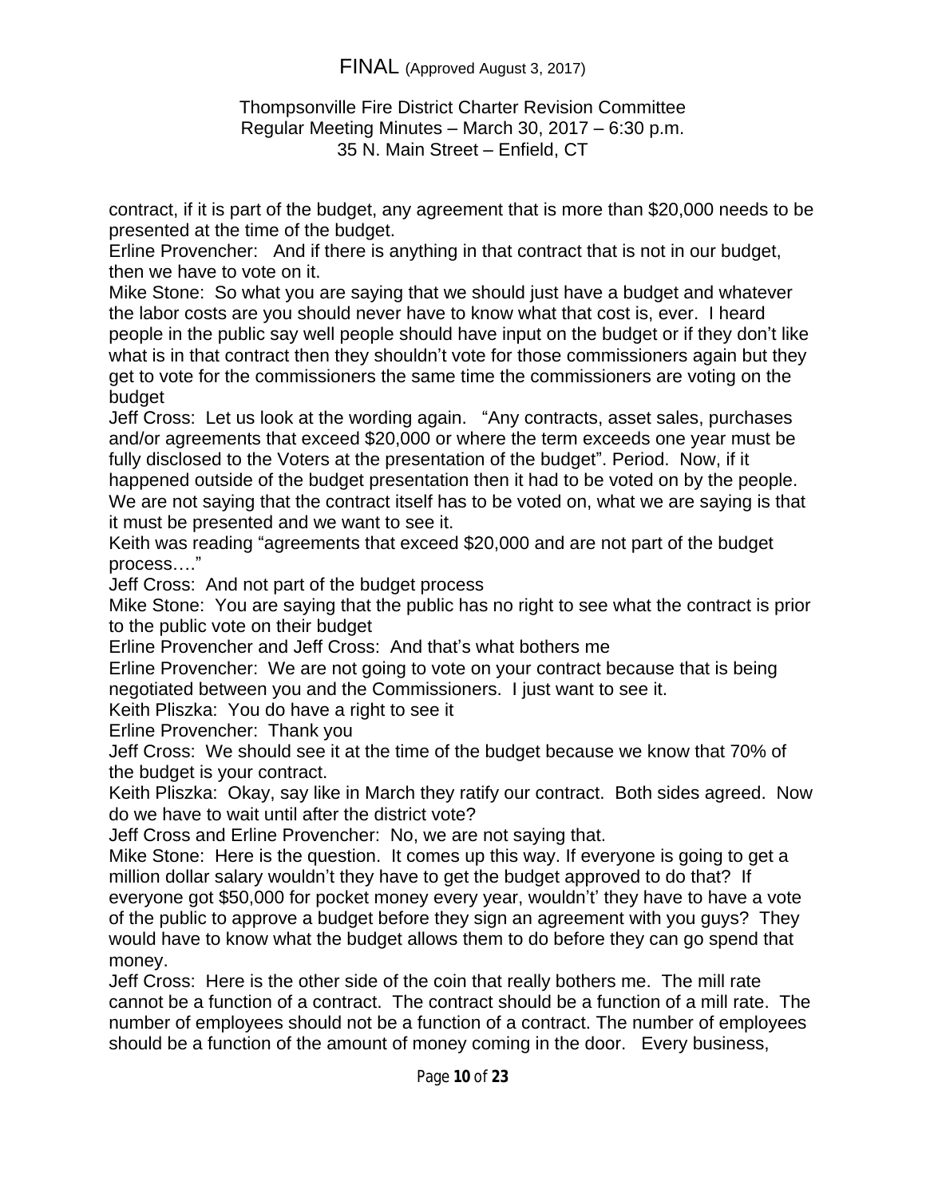contract, if it is part of the budget, any agreement that is more than $20,000 needs to be presented at the time of the budget.

Erline Provencher: And if there is anything in that contract that is not in our budget, then we have to vote on it.

Mike Stone: So what you are saying that we should just have a budget and whatever the labor costs are you should never have to know what that cost is, ever. I heard people in the public say well people should have input on the budget or if they don't like what is in that contract then they shouldn't vote for those commissioners again but they get to vote for the commissioners the same time the commissioners are voting on the budget

Jeff Cross: Let us look at the wording again. "Any contracts, asset sales, purchases and/or agreements that exceed $20,000 or where the term exceeds one year must be fully disclosed to the Voters at the presentation of the budget". Period. Now, if it happened outside of the budget presentation then it had to be voted on by the people. We are not saying that the contract itself has to be voted on, what we are saying is that it must be presented and we want to see it.

Keith was reading "agreements that exceed $20,000 and are not part of the budget process…."

Jeff Cross: And not part of the budget process

Mike Stone: You are saying that the public has no right to see what the contract is prior to the public vote on their budget

Erline Provencher and Jeff Cross: And that's what bothers me

Erline Provencher: We are not going to vote on your contract because that is being negotiated between you and the Commissioners. I just want to see it.

Keith Pliszka: You do have a right to see it

Erline Provencher: Thank you

Jeff Cross: We should see it at the time of the budget because we know that 70% of the budget is your contract.

Keith Pliszka: Okay, say like in March they ratify our contract. Both sides agreed. Now do we have to wait until after the district vote?

Jeff Cross and Erline Provencher: No, we are not saying that.

Mike Stone: Here is the question. It comes up this way. If everyone is going to get a million dollar salary wouldn't they have to get the budget approved to do that? If everyone got $50,000 for pocket money every year, wouldn't' they have to have a vote of the public to approve a budget before they sign an agreement with you guys? They would have to know what the budget allows them to do before they can go spend that money.

Jeff Cross: Here is the other side of the coin that really bothers me. The mill rate cannot be a function of a contract. The contract should be a function of a mill rate. The number of employees should not be a function of a contract. The number of employees should be a function of the amount of money coming in the door. Every business,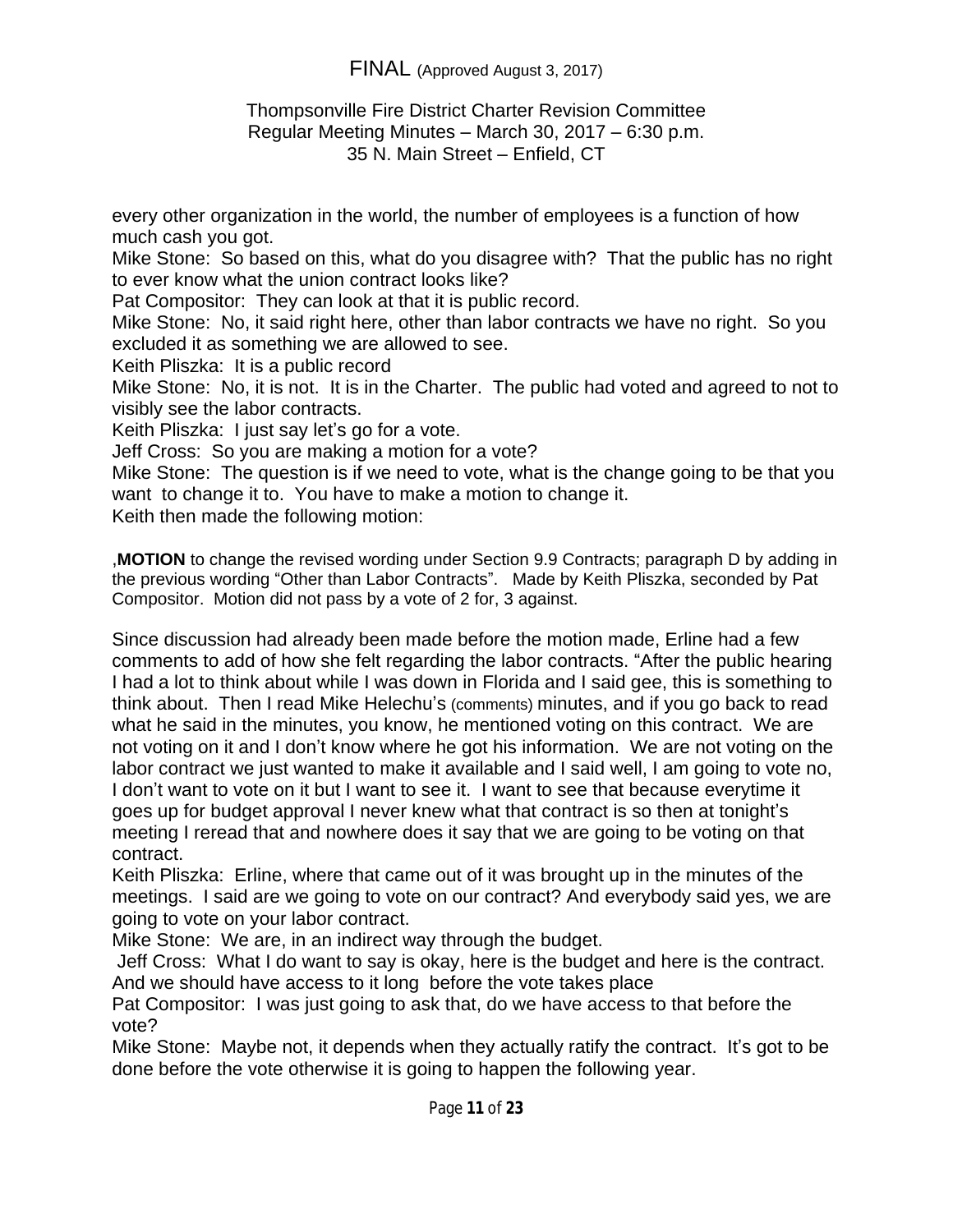every other organization in the world, the number of employees is a function of how much cash you got.

Mike Stone: So based on this, what do you disagree with? That the public has no right to ever know what the union contract looks like?

Pat Compositor: They can look at that it is public record.

Mike Stone: No, it said right here, other than labor contracts we have no right. So you excluded it as something we are allowed to see.

Keith Pliszka: It is a public record

Mike Stone: No, it is not. It is in the Charter. The public had voted and agreed to not to visibly see the labor contracts.

Keith Pliszka: I just say let's go for a vote.

Jeff Cross: So you are making a motion for a vote?

Mike Stone: The question is if we need to vote, what is the change going to be that you want to change it to. You have to make a motion to change it.

Keith then made the following motion:

,**MOTION** to change the revised wording under Section 9.9 Contracts; paragraph D by adding in the previous wording "Other than Labor Contracts". Made by Keith Pliszka, seconded by Pat Compositor. Motion did not pass by a vote of 2 for, 3 against.

Since discussion had already been made before the motion made, Erline had a few comments to add of how she felt regarding the labor contracts. "After the public hearing I had a lot to think about while I was down in Florida and I said gee, this is something to think about. Then I read Mike Helechu's (comments) minutes, and if you go back to read what he said in the minutes, you know, he mentioned voting on this contract. We are not voting on it and I don't know where he got his information. We are not voting on the labor contract we just wanted to make it available and I said well, I am going to vote no, I don't want to vote on it but I want to see it. I want to see that because everytime it goes up for budget approval I never knew what that contract is so then at tonight's meeting I reread that and nowhere does it say that we are going to be voting on that contract.

Keith Pliszka: Erline, where that came out of it was brought up in the minutes of the meetings. I said are we going to vote on our contract? And everybody said yes, we are going to vote on your labor contract.

Mike Stone: We are, in an indirect way through the budget.

Jeff Cross: What I do want to say is okay, here is the budget and here is the contract. And we should have access to it long before the vote takes place

Pat Compositor: I was just going to ask that, do we have access to that before the vote?

Mike Stone: Maybe not, it depends when they actually ratify the contract. It's got to be done before the vote otherwise it is going to happen the following year.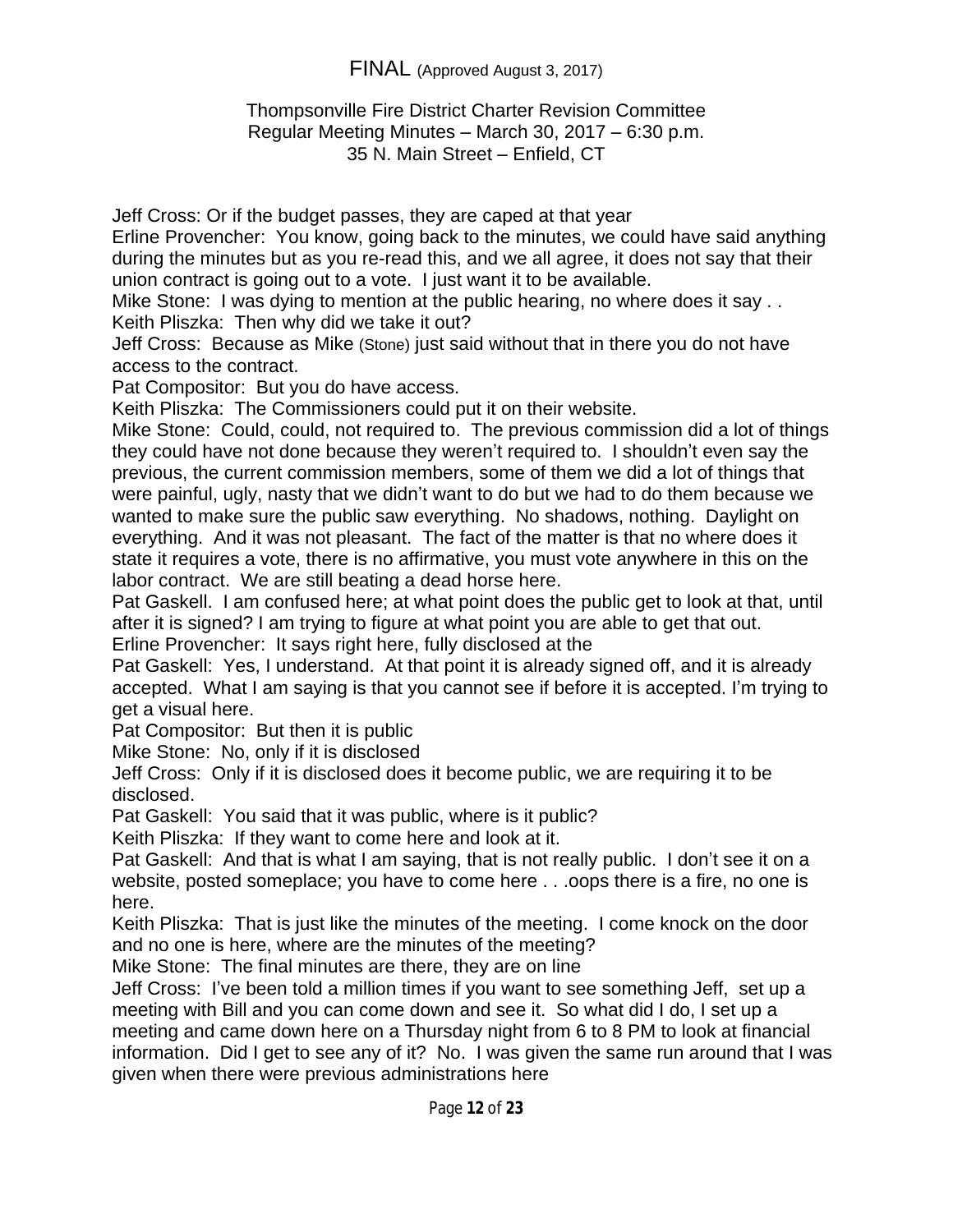FINAL (Approved August 3, 2017)

Thompsonville Fire District Charter Revision Committee
Regular Meeting Minutes – March 30, 2017 – 6:30 p.m.
35 N. Main Street – Enfield, CT

Jeff Cross: Or if the budget passes, they are caped at that year
Erline Provencher: You know, going back to the minutes, we could have said anything during the minutes but as you re-read this, and we all agree, it does not say that their union contract is going out to a vote. I just want it to be available.
Mike Stone: I was dying to mention at the public hearing, no where does it say . .
Keith Pliszka: Then why did we take it out?
Jeff Cross: Because as Mike (Stone) just said without that in there you do not have access to the contract.
Pat Compositor: But you do have access.
Keith Pliszka: The Commissioners could put it on their website.
Mike Stone: Could, could, not required to. The previous commission did a lot of things they could have not done because they weren't required to. I shouldn't even say the previous, the current commission members, some of them we did a lot of things that were painful, ugly, nasty that we didn't want to do but we had to do them because we wanted to make sure the public saw everything. No shadows, nothing. Daylight on everything. And it was not pleasant. The fact of the matter is that no where does it state it requires a vote, there is no affirmative, you must vote anywhere in this on the labor contract. We are still beating a dead horse here.
Pat Gaskell. I am confused here; at what point does the public get to look at that, until after it is signed? I am trying to figure at what point you are able to get that out.
Erline Provencher: It says right here, fully disclosed at the
Pat Gaskell: Yes, I understand. At that point it is already signed off, and it is already accepted. What I am saying is that you cannot see if before it is accepted. I'm trying to get a visual here.
Pat Compositor: But then it is public
Mike Stone: No, only if it is disclosed
Jeff Cross: Only if it is disclosed does it become public, we are requiring it to be disclosed.
Pat Gaskell: You said that it was public, where is it public?
Keith Pliszka: If they want to come here and look at it.
Pat Gaskell: And that is what I am saying, that is not really public. I don't see it on a website, posted someplace; you have to come here . . .oops there is a fire, no one is here.
Keith Pliszka: That is just like the minutes of the meeting. I come knock on the door and no one is here, where are the minutes of the meeting?
Mike Stone: The final minutes are there, they are on line
Jeff Cross: I've been told a million times if you want to see something Jeff, set up a meeting with Bill and you can come down and see it. So what did I do, I set up a meeting and came down here on a Thursday night from 6 to 8 PM to look at financial information. Did I get to see any of it? No. I was given the same run around that I was given when there were previous administrations here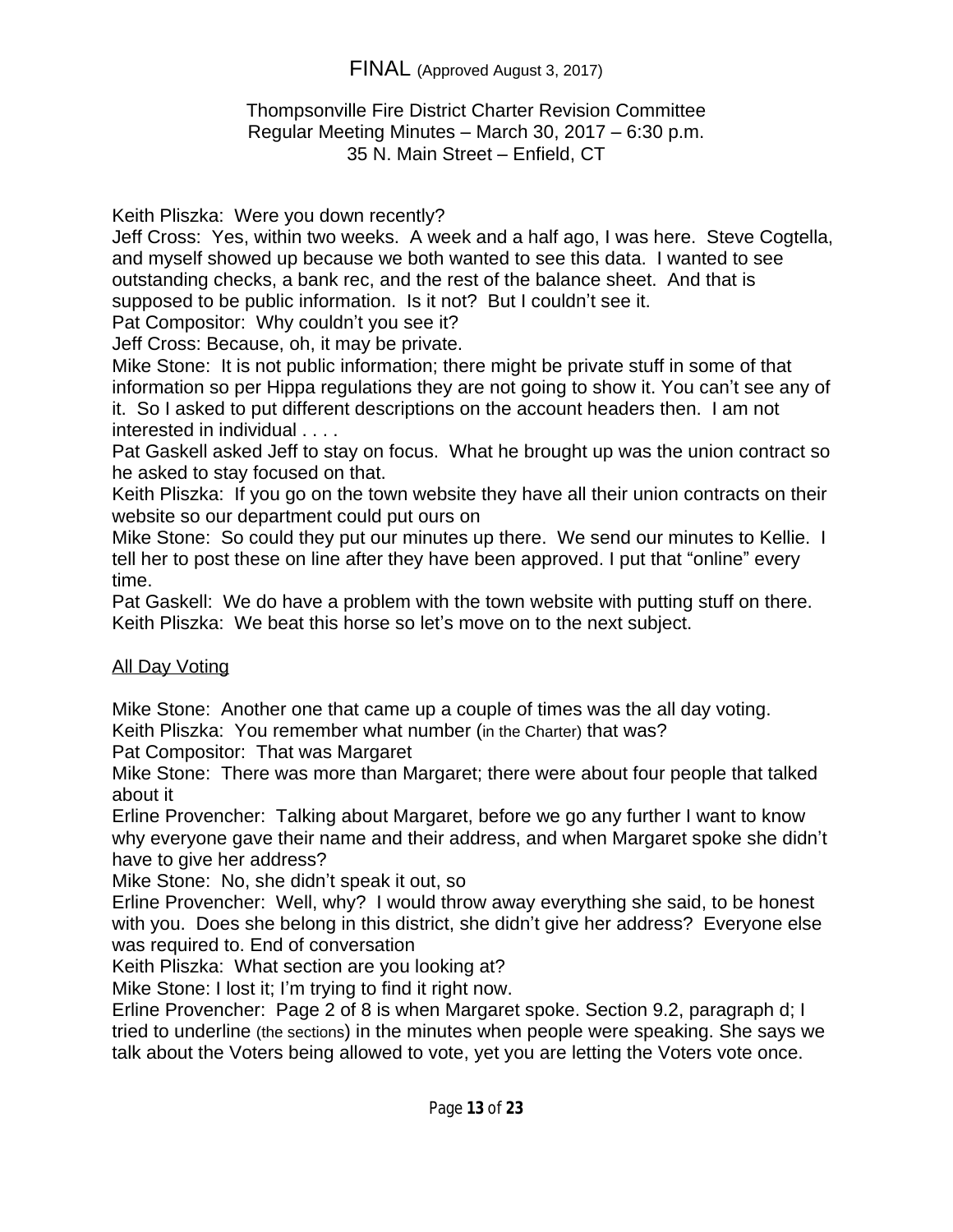FINAL (Approved August 3, 2017)

Thompsonville Fire District Charter Revision Committee
Regular Meeting Minutes – March 30, 2017 – 6:30 p.m.
35 N. Main Street – Enfield, CT

Keith Pliszka: Were you down recently?
Jeff Cross: Yes, within two weeks. A week and a half ago, I was here. Steve Cogtella, and myself showed up because we both wanted to see this data. I wanted to see outstanding checks, a bank rec, and the rest of the balance sheet. And that is supposed to be public information. Is it not? But I couldn't see it.
Pat Compositor: Why couldn't you see it?
Jeff Cross: Because, oh, it may be private.
Mike Stone: It is not public information; there might be private stuff in some of that information so per Hippa regulations they are not going to show it. You can't see any of it. So I asked to put different descriptions on the account headers then. I am not interested in individual . . . .
Pat Gaskell asked Jeff to stay on focus. What he brought up was the union contract so he asked to stay focused on that.
Keith Pliszka: If you go on the town website they have all their union contracts on their website so our department could put ours on
Mike Stone: So could they put our minutes up there. We send our minutes to Kellie. I tell her to post these on line after they have been approved. I put that "online" every time.
Pat Gaskell: We do have a problem with the town website with putting stuff on there.
Keith Pliszka: We beat this horse so let's move on to the next subject.

<u>All Day Voting</u>

Mike Stone: Another one that came up a couple of times was the all day voting.
Keith Pliszka: You remember what number (in the Charter) that was?
Pat Compositor: That was Margaret
Mike Stone: There was more than Margaret; there were about four people that talked about it
Erline Provencher: Talking about Margaret, before we go any further I want to know why everyone gave their name and their address, and when Margaret spoke she didn't have to give her address?
Mike Stone: No, she didn't speak it out, so
Erline Provencher: Well, why? I would throw away everything she said, to be honest with you. Does she belong in this district, she didn't give her address? Everyone else was required to. End of conversation
Keith Pliszka: What section are you looking at?
Mike Stone: I lost it; I'm trying to find it right now.
Erline Provencher: Page 2 of 8 is when Margaret spoke. Section 9.2, paragraph d; I tried to underline (the sections) in the minutes when people were speaking. She says we talk about the Voters being allowed to vote, yet you are letting the Voters vote once.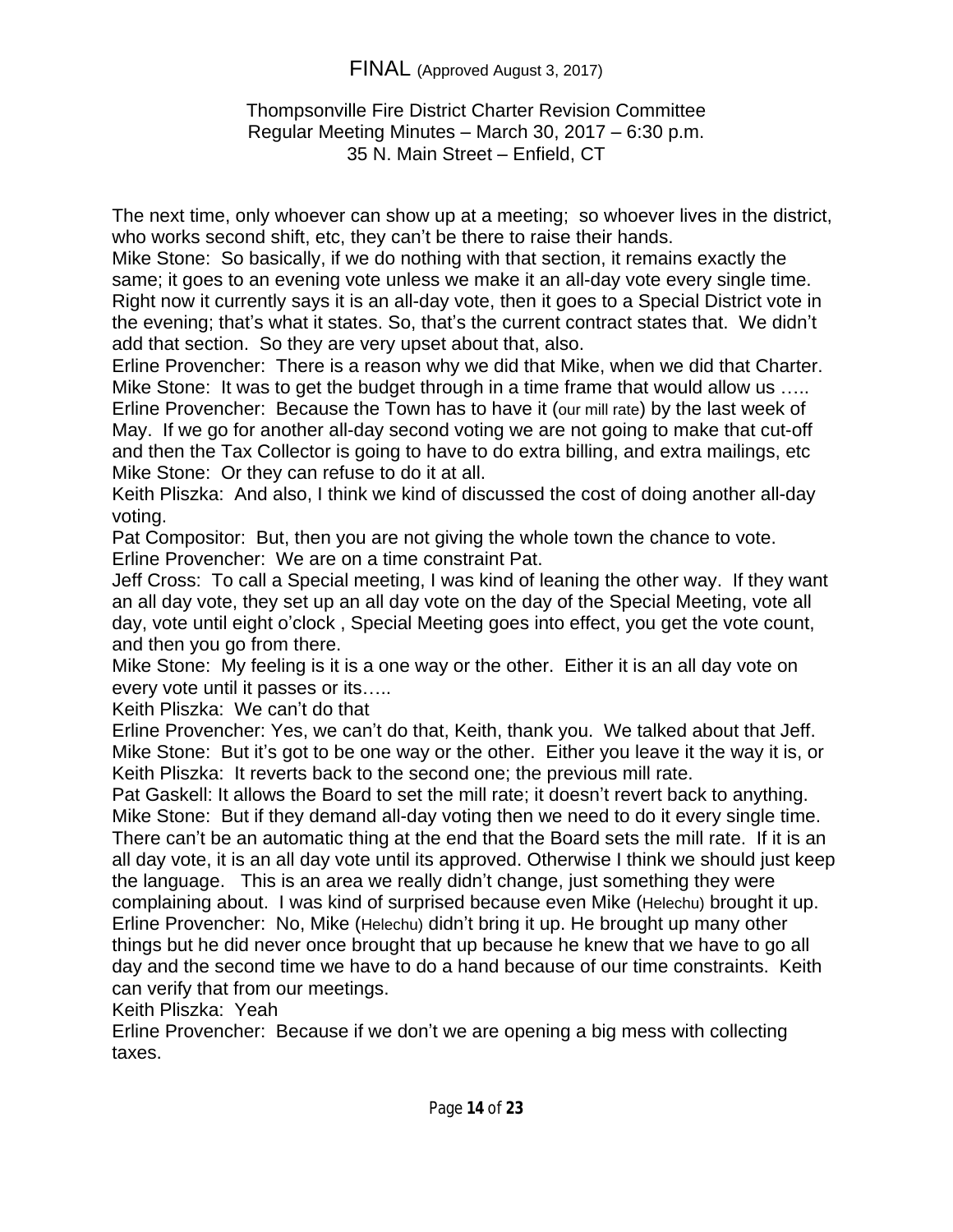The next time, only whoever can show up at a meeting;  so whoever lives in the district, who works second shift, etc, they can't be there to raise their hands.

Mike Stone:  So basically, if we do nothing with that section, it remains exactly the same; it goes to an evening vote unless we make it an all-day vote every single time.  Right now it currently says it is an all-day vote, then it goes to a Special District vote in the evening; that's what it states. So, that's the current contract states that.  We didn't add that section.  So they are very upset about that, also.

Erline Provencher:  There is a reason why we did that Mike, when we did that Charter.

Mike Stone:  It was to get the budget through in a time frame that would allow us …..

Erline Provencher:  Because the Town has to have it (our mill rate) by the last week of May.  If we go for another all-day second voting we are not going to make that cut-off and then the Tax Collector is going to have to do extra billing, and extra mailings, etc

Mike Stone:  Or they can refuse to do it at all.

Keith Pliszka:  And also, I think we kind of discussed the cost of doing another all-day voting.

Pat Compositor:  But, then you are not giving the whole town the chance to vote.

Erline Provencher:  We are on a time constraint Pat.

Jeff Cross:  To call a Special meeting, I was kind of leaning the other way.  If they want an all day vote, they set up an all day vote on the day of the Special Meeting, vote all day, vote until eight o'clock , Special Meeting goes into effect, you get the vote count, and then you go from there.

Mike Stone:  My feeling is it is a one way or the other.  Either it is an all day vote on every vote until it passes or its…..

Keith Pliszka:  We can't do that

Erline Provencher: Yes, we can't do that, Keith, thank you.  We talked about that Jeff.

Mike Stone:  But it's got to be one way or the other.  Either you leave it the way it is, or

Keith Pliszka:  It reverts back to the second one; the previous mill rate.

Pat Gaskell: It allows the Board to set the mill rate; it doesn't revert back to anything.

Mike Stone:  But if they demand all-day voting then we need to do it every single time.  There can't be an automatic thing at the end that the Board sets the mill rate.  If it is an all day vote, it is an all day vote until its approved. Otherwise I think we should just keep the language.   This is an area we really didn't change, just something they were complaining about.  I was kind of surprised because even Mike (Helechu) brought it up.

Erline Provencher:  No, Mike (Helechu) didn't bring it up. He brought up many other things but he did never once brought that up because he knew that we have to go all day and the second time we have to do a hand because of our time constraints.  Keith can verify that from our meetings.

Keith Pliszka:  Yeah

Erline Provencher:  Because if we don't we are opening a big mess with collecting taxes.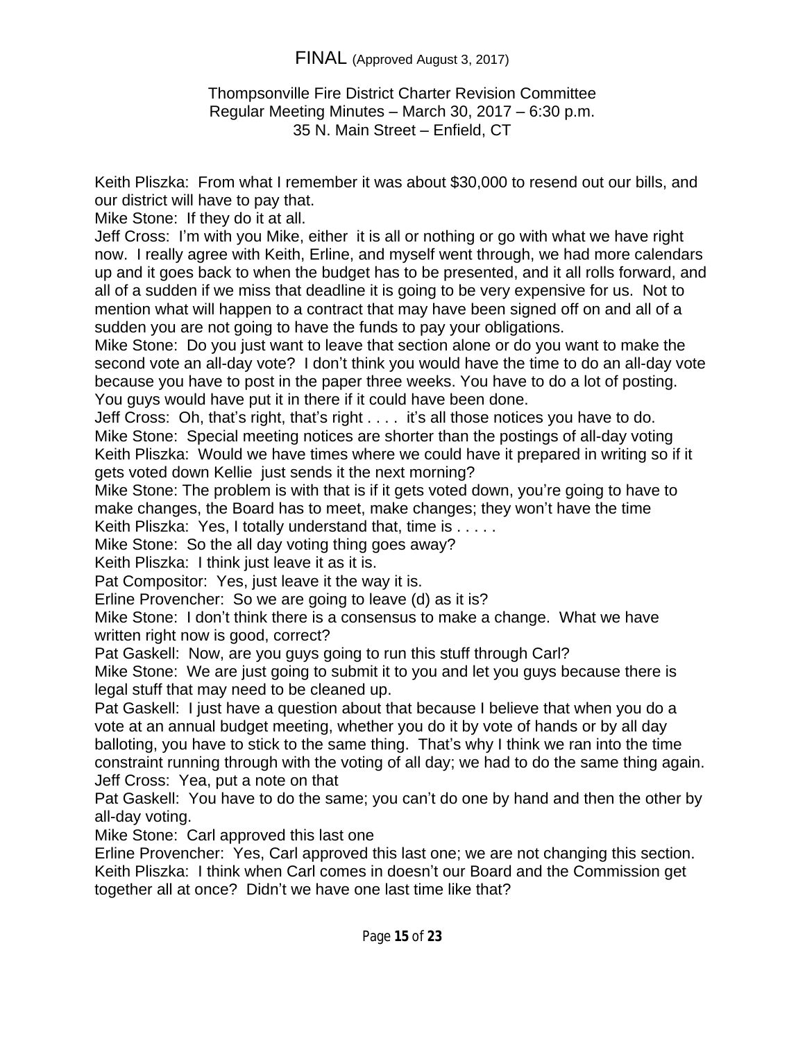FINAL (Approved August 3, 2017)

Thompsonville Fire District Charter Revision Committee
Regular Meeting Minutes – March 30, 2017 – 6:30 p.m.
35 N. Main Street – Enfield, CT

Keith Pliszka: From what I remember it was about $30,000 to resend out our bills, and our district will have to pay that.
Mike Stone: If they do it at all.
Jeff Cross: I'm with you Mike, either it is all or nothing or go with what we have right now. I really agree with Keith, Erline, and myself went through, we had more calendars up and it goes back to when the budget has to be presented, and it all rolls forward, and all of a sudden if we miss that deadline it is going to be very expensive for us. Not to mention what will happen to a contract that may have been signed off on and all of a sudden you are not going to have the funds to pay your obligations.
Mike Stone: Do you just want to leave that section alone or do you want to make the second vote an all-day vote? I don't think you would have the time to do an all-day vote because you have to post in the paper three weeks. You have to do a lot of posting. You guys would have put it in there if it could have been done.
Jeff Cross: Oh, that's right, that's right . . . . it's all those notices you have to do.
Mike Stone: Special meeting notices are shorter than the postings of all-day voting
Keith Pliszka: Would we have times where we could have it prepared in writing so if it gets voted down Kellie just sends it the next morning?
Mike Stone: The problem is with that is if it gets voted down, you're going to have to make changes, the Board has to meet, make changes; they won't have the time
Keith Pliszka: Yes, I totally understand that, time is . . . . .
Mike Stone: So the all day voting thing goes away?
Keith Pliszka: I think just leave it as it is.
Pat Compositor: Yes, just leave it the way it is.
Erline Provencher: So we are going to leave (d) as it is?
Mike Stone: I don't think there is a consensus to make a change. What we have written right now is good, correct?
Pat Gaskell: Now, are you guys going to run this stuff through Carl?
Mike Stone: We are just going to submit it to you and let you guys because there is legal stuff that may need to be cleaned up.
Pat Gaskell: I just have a question about that because I believe that when you do a vote at an annual budget meeting, whether you do it by vote of hands or by all day balloting, you have to stick to the same thing. That's why I think we ran into the time constraint running through with the voting of all day; we had to do the same thing again.
Jeff Cross: Yea, put a note on that
Pat Gaskell: You have to do the same; you can't do one by hand and then the other by all-day voting.
Mike Stone: Carl approved this last one
Erline Provencher: Yes, Carl approved this last one; we are not changing this section.
Keith Pliszka: I think when Carl comes in doesn't our Board and the Commission get together all at once? Didn't we have one last time like that?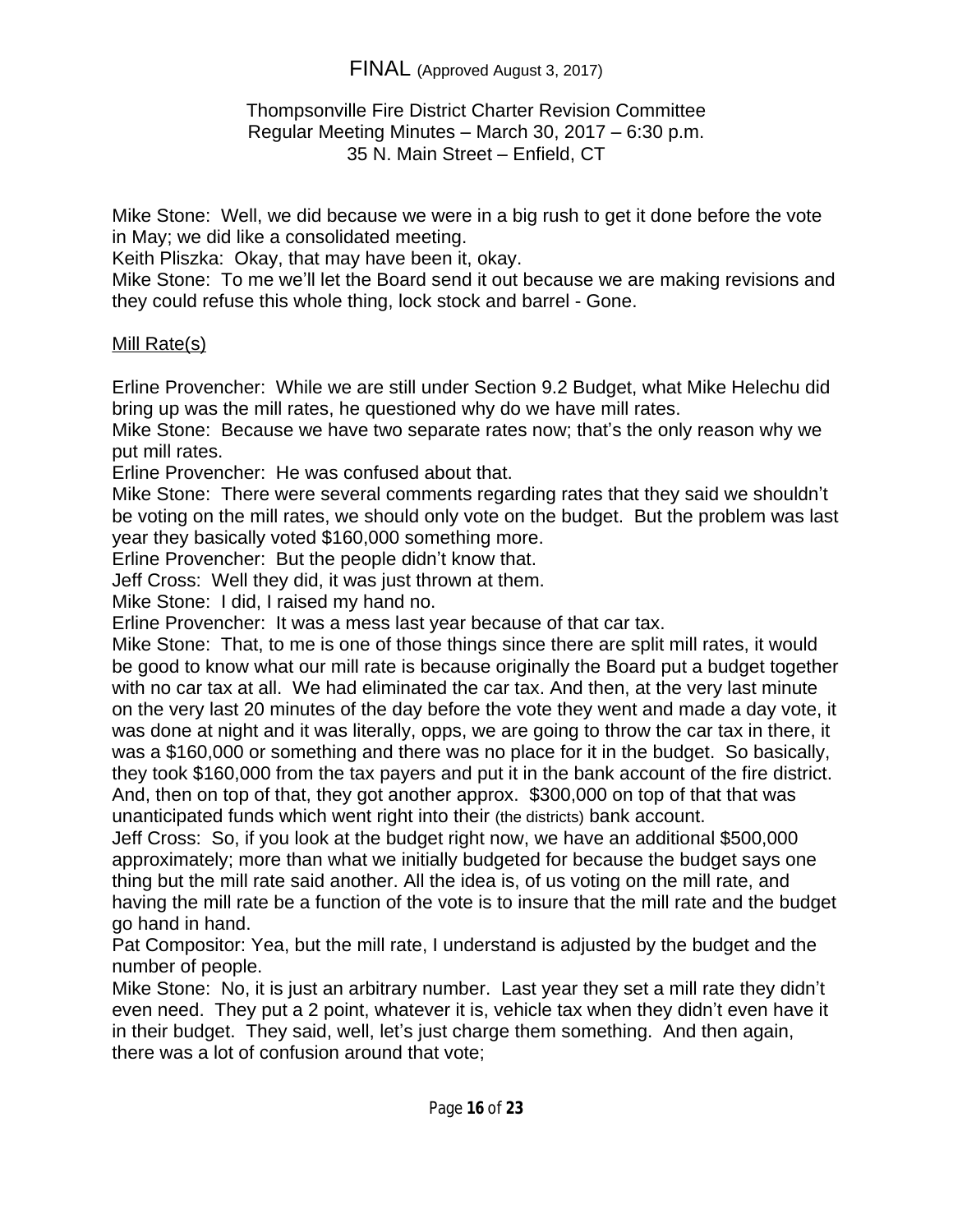FINAL (Approved August 3, 2017)

Thompsonville Fire District Charter Revision Committee
Regular Meeting Minutes – March 30, 2017 – 6:30 p.m.
35 N. Main Street – Enfield, CT

Mike Stone: Well, we did because we were in a big rush to get it done before the vote in May; we did like a consolidated meeting.
Keith Pliszka: Okay, that may have been it, okay.
Mike Stone: To me we'll let the Board send it out because we are making revisions and they could refuse this whole thing, lock stock and barrel - Gone.

Mill Rate(s)

Erline Provencher: While we are still under Section 9.2 Budget, what Mike Helechu did bring up was the mill rates, he questioned why do we have mill rates.
Mike Stone: Because we have two separate rates now; that's the only reason why we put mill rates.
Erline Provencher: He was confused about that.
Mike Stone: There were several comments regarding rates that they said we shouldn't be voting on the mill rates, we should only vote on the budget. But the problem was last year they basically voted $160,000 something more.
Erline Provencher: But the people didn't know that.
Jeff Cross: Well they did, it was just thrown at them.
Mike Stone: I did, I raised my hand no.
Erline Provencher: It was a mess last year because of that car tax.
Mike Stone: That, to me is one of those things since there are split mill rates, it would be good to know what our mill rate is because originally the Board put a budget together with no car tax at all. We had eliminated the car tax. And then, at the very last minute on the very last 20 minutes of the day before the vote they went and made a day vote, it was done at night and it was literally, opps, we are going to throw the car tax in there, it was a $160,000 or something and there was no place for it in the budget. So basically, they took $160,000 from the tax payers and put it in the bank account of the fire district. And, then on top of that, they got another approx. $300,000 on top of that that was unanticipated funds which went right into their (the districts) bank account.
Jeff Cross: So, if you look at the budget right now, we have an additional $500,000 approximately; more than what we initially budgeted for because the budget says one thing but the mill rate said another. All the idea is, of us voting on the mill rate, and having the mill rate be a function of the vote is to insure that the mill rate and the budget go hand in hand.
Pat Compositor: Yea, but the mill rate, I understand is adjusted by the budget and the number of people.
Mike Stone: No, it is just an arbitrary number. Last year they set a mill rate they didn't even need. They put a 2 point, whatever it is, vehicle tax when they didn't even have it in their budget. They said, well, let's just charge them something. And then again, there was a lot of confusion around that vote;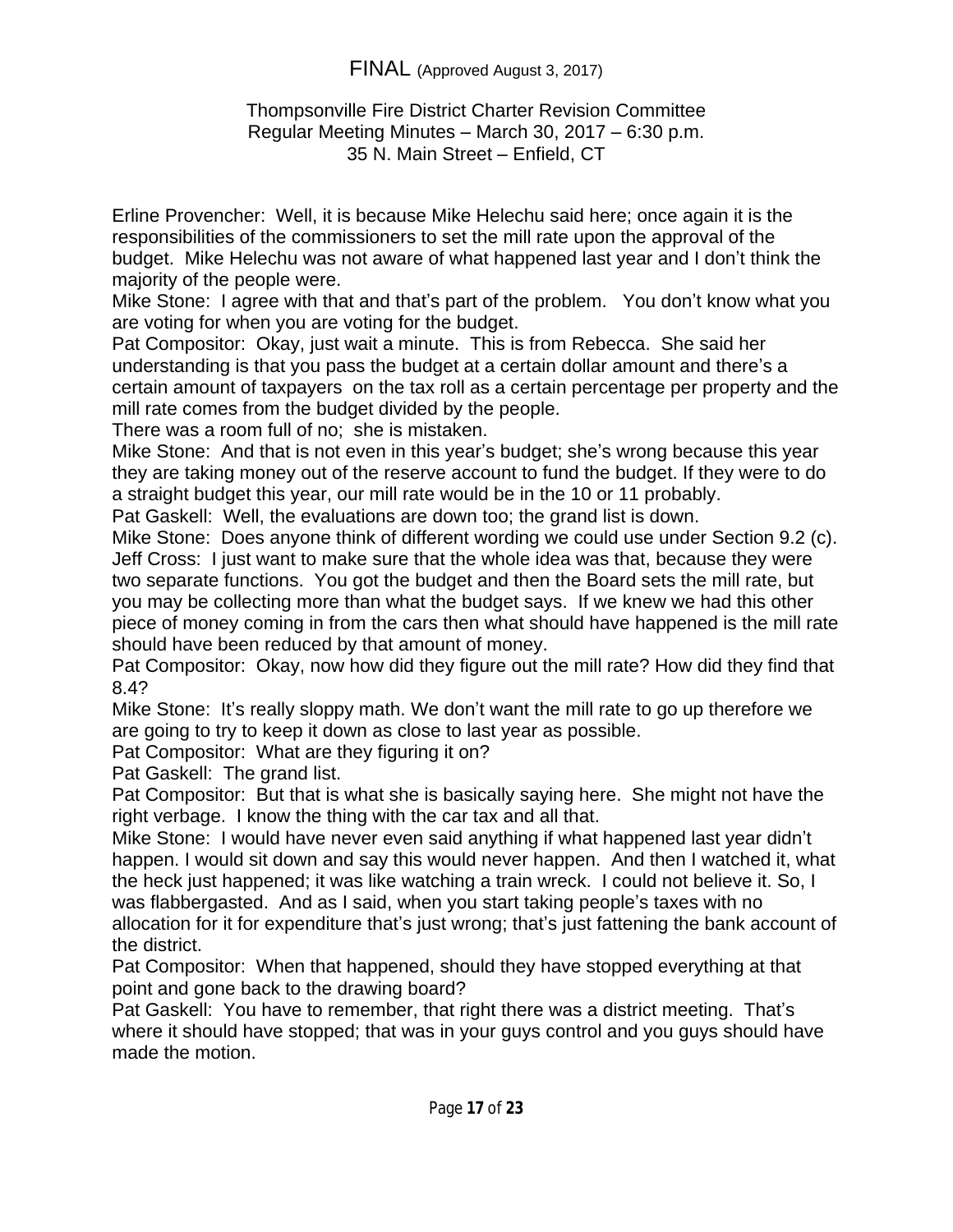FINAL (Approved August 3, 2017)

Thompsonville Fire District Charter Revision Committee
Regular Meeting Minutes – March 30, 2017 – 6:30 p.m.
35 N. Main Street – Enfield, CT

Erline Provencher: Well, it is because Mike Helechu said here; once again it is the responsibilities of the commissioners to set the mill rate upon the approval of the budget. Mike Helechu was not aware of what happened last year and I don't think the majority of the people were.
Mike Stone: I agree with that and that's part of the problem. You don't know what you are voting for when you are voting for the budget.
Pat Compositor: Okay, just wait a minute. This is from Rebecca. She said her understanding is that you pass the budget at a certain dollar amount and there's a certain amount of taxpayers on the tax roll as a certain percentage per property and the mill rate comes from the budget divided by the people.
There was a room full of no; she is mistaken.
Mike Stone: And that is not even in this year's budget; she's wrong because this year they are taking money out of the reserve account to fund the budget. If they were to do a straight budget this year, our mill rate would be in the 10 or 11 probably.
Pat Gaskell: Well, the evaluations are down too; the grand list is down.
Mike Stone: Does anyone think of different wording we could use under Section 9.2 (c).
Jeff Cross: I just want to make sure that the whole idea was that, because they were two separate functions. You got the budget and then the Board sets the mill rate, but you may be collecting more than what the budget says. If we knew we had this other piece of money coming in from the cars then what should have happened is the mill rate should have been reduced by that amount of money.
Pat Compositor: Okay, now how did they figure out the mill rate? How did they find that 8.4?
Mike Stone: It's really sloppy math. We don't want the mill rate to go up therefore we are going to try to keep it down as close to last year as possible.
Pat Compositor: What are they figuring it on?
Pat Gaskell: The grand list.
Pat Compositor: But that is what she is basically saying here. She might not have the right verbage. I know the thing with the car tax and all that.
Mike Stone: I would have never even said anything if what happened last year didn't happen. I would sit down and say this would never happen. And then I watched it, what the heck just happened; it was like watching a train wreck. I could not believe it. So, I was flabbergasted. And as I said, when you start taking people's taxes with no allocation for it for expenditure that's just wrong; that's just fattening the bank account of the district.
Pat Compositor: When that happened, should they have stopped everything at that point and gone back to the drawing board?
Pat Gaskell: You have to remember, that right there was a district meeting. That's where it should have stopped; that was in your guys control and you guys should have made the motion.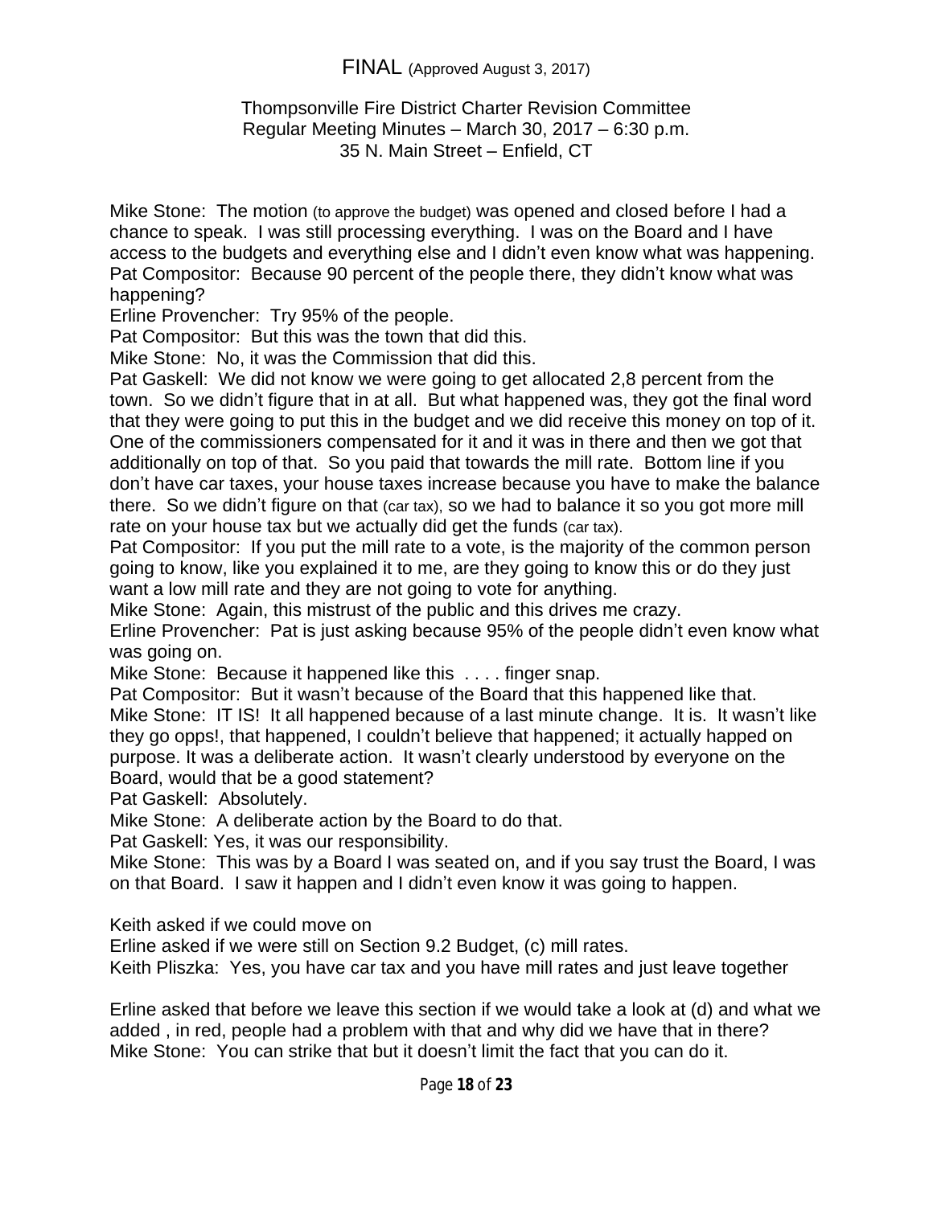FINAL (Approved August 3, 2017)

Thompsonville Fire District Charter Revision Committee
Regular Meeting Minutes – March 30, 2017 – 6:30 p.m.
35 N. Main Street – Enfield, CT

Mike Stone: The motion (to approve the budget) was opened and closed before I had a chance to speak. I was still processing everything. I was on the Board and I have access to the budgets and everything else and I didn't even know what was happening.
Pat Compositor: Because 90 percent of the people there, they didn't know what was happening?
Erline Provencher: Try 95% of the people.
Pat Compositor: But this was the town that did this.
Mike Stone: No, it was the Commission that did this.
Pat Gaskell: We did not know we were going to get allocated 2,8 percent from the town. So we didn't figure that in at all. But what happened was, they got the final word that they were going to put this in the budget and we did receive this money on top of it. One of the commissioners compensated for it and it was in there and then we got that additionally on top of that. So you paid that towards the mill rate. Bottom line if you don't have car taxes, your house taxes increase because you have to make the balance there. So we didn't figure on that (car tax), so we had to balance it so you got more mill rate on your house tax but we actually did get the funds (car tax).
Pat Compositor: If you put the mill rate to a vote, is the majority of the common person going to know, like you explained it to me, are they going to know this or do they just want a low mill rate and they are not going to vote for anything.
Mike Stone: Again, this mistrust of the public and this drives me crazy.
Erline Provencher: Pat is just asking because 95% of the people didn't even know what was going on.
Mike Stone: Because it happened like this . . . . finger snap.
Pat Compositor: But it wasn't because of the Board that this happened like that.
Mike Stone: IT IS! It all happened because of a last minute change. It is. It wasn't like they go opps!, that happened, I couldn't believe that happened; it actually happed on purpose. It was a deliberate action. It wasn't clearly understood by everyone on the Board, would that be a good statement?
Pat Gaskell: Absolutely.
Mike Stone: A deliberate action by the Board to do that.
Pat Gaskell: Yes, it was our responsibility.
Mike Stone: This was by a Board I was seated on, and if you say trust the Board, I was on that Board. I saw it happen and I didn't even know it was going to happen.

Keith asked if we could move on
Erline asked if we were still on Section 9.2 Budget, (c) mill rates.
Keith Pliszka: Yes, you have car tax and you have mill rates and just leave together

Erline asked that before we leave this section if we would take a look at (d) and what we added , in red, people had a problem with that and why did we have that in there?
Mike Stone: You can strike that but it doesn't limit the fact that you can do it.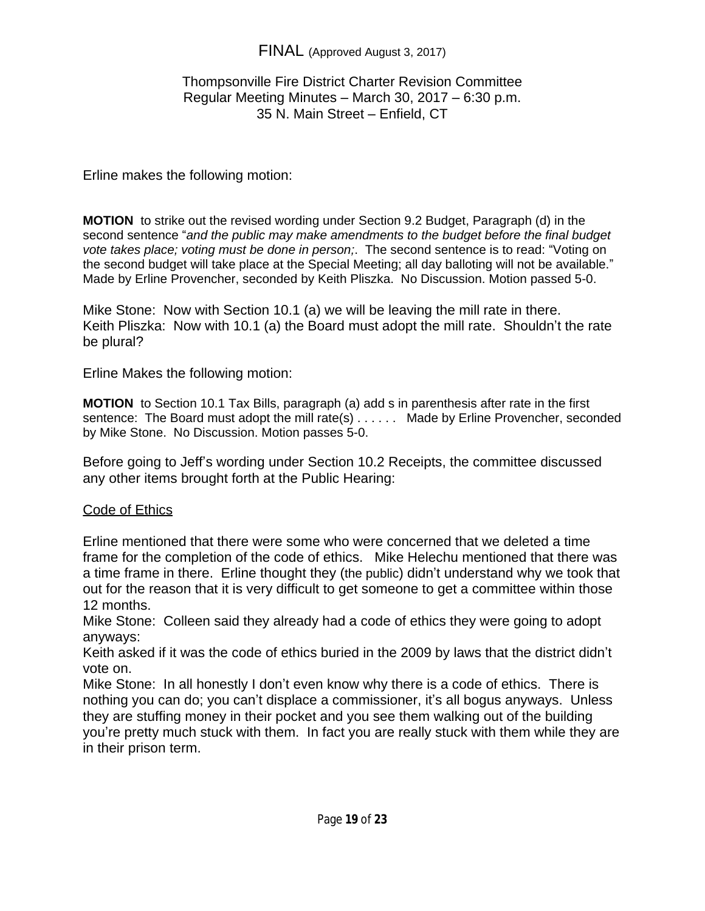Erline makes the following motion:

**MOTION** to strike out the revised wording under Section 9.2 Budget, Paragraph (d) in the second sentence "*and the public may make amendments to the budget before the final budget vote takes place; voting must be done in person;*. The second sentence is to read: "Voting on the second budget will take place at the Special Meeting; all day balloting will not be available." Made by Erline Provencher, seconded by Keith Pliszka. No Discussion. Motion passed 5-0.

Mike Stone: Now with Section 10.1 (a) we will be leaving the mill rate in there.
Keith Pliszka: Now with 10.1 (a) the Board must adopt the mill rate. Shouldn't the rate be plural?

Erline Makes the following motion:

**MOTION** to Section 10.1 Tax Bills, paragraph (a) add s in parenthesis after rate in the first sentence: The Board must adopt the mill rate(s) . . . . . . Made by Erline Provencher, seconded by Mike Stone. No Discussion. Motion passes 5-0.

Before going to Jeff's wording under Section 10.2 Receipts, the committee discussed any other items brought forth at the Public Hearing:

<u>Code of Ethics</u>

Erline mentioned that there were some who were concerned that we deleted a time frame for the completion of the code of ethics. Mike Helechu mentioned that there was a time frame in there. Erline thought they (the public) didn't understand why we took that out for the reason that it is very difficult to get someone to get a committee within those 12 months.
Mike Stone: Colleen said they already had a code of ethics they were going to adopt anyways:
Keith asked if it was the code of ethics buried in the 2009 by laws that the district didn't vote on.
Mike Stone: In all honestly I don't even know why there is a code of ethics. There is nothing you can do; you can't displace a commissioner, it's all bogus anyways. Unless they are stuffing money in their pocket and you see them walking out of the building you're pretty much stuck with them. In fact you are really stuck with them while they are in their prison term.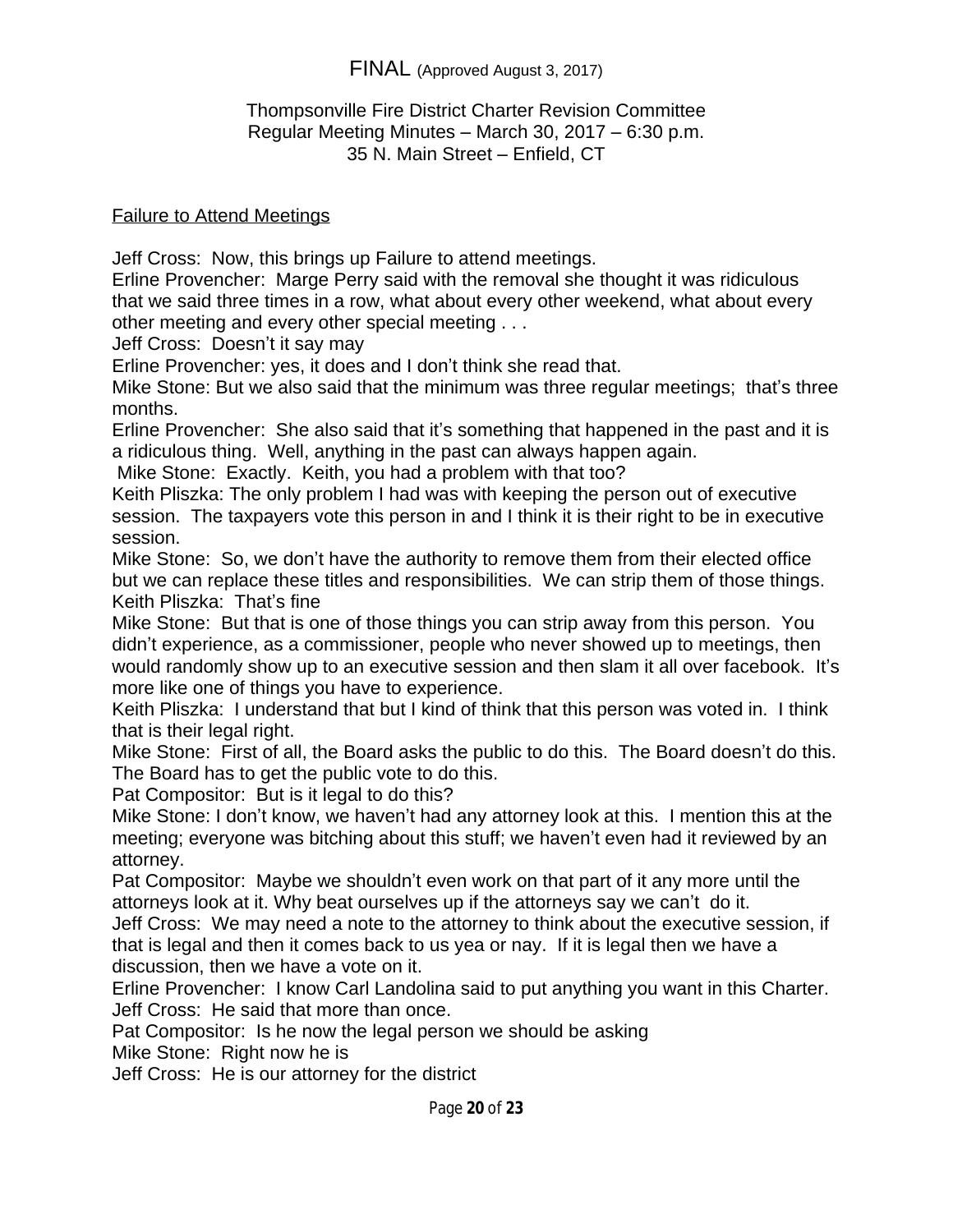FINAL (Approved August 3, 2017)

Thompsonville Fire District Charter Revision Committee
Regular Meeting Minutes – March 30, 2017 – 6:30 p.m.
35 N. Main Street – Enfield, CT

Failure to Attend Meetings

Jeff Cross: Now, this brings up Failure to attend meetings.
Erline Provencher: Marge Perry said with the removal she thought it was ridiculous that we said three times in a row, what about every other weekend, what about every other meeting and every other special meeting . . .
Jeff Cross: Doesn't it say may
Erline Provencher: yes, it does and I don't think she read that.
Mike Stone: But we also said that the minimum was three regular meetings; that's three months.
Erline Provencher: She also said that it's something that happened in the past and it is a ridiculous thing. Well, anything in the past can always happen again.
Mike Stone: Exactly. Keith, you had a problem with that too?
Keith Pliszka: The only problem I had was with keeping the person out of executive session. The taxpayers vote this person in and I think it is their right to be in executive session.
Mike Stone: So, we don't have the authority to remove them from their elected office but we can replace these titles and responsibilities. We can strip them of those things.
Keith Pliszka: That's fine
Mike Stone: But that is one of those things you can strip away from this person. You didn't experience, as a commissioner, people who never showed up to meetings, then would randomly show up to an executive session and then slam it all over facebook. It's more like one of things you have to experience.
Keith Pliszka: I understand that but I kind of think that this person was voted in. I think that is their legal right.
Mike Stone: First of all, the Board asks the public to do this. The Board doesn't do this. The Board has to get the public vote to do this.
Pat Compositor: But is it legal to do this?
Mike Stone: I don't know, we haven't had any attorney look at this. I mention this at the meeting; everyone was bitching about this stuff; we haven't even had it reviewed by an attorney.
Pat Compositor: Maybe we shouldn't even work on that part of it any more until the attorneys look at it. Why beat ourselves up if the attorneys say we can't do it.
Jeff Cross: We may need a note to the attorney to think about the executive session, if that is legal and then it comes back to us yea or nay. If it is legal then we have a discussion, then we have a vote on it.
Erline Provencher: I know Carl Landolina said to put anything you want in this Charter.
Jeff Cross: He said that more than once.
Pat Compositor: Is he now the legal person we should be asking
Mike Stone: Right now he is
Jeff Cross: He is our attorney for the district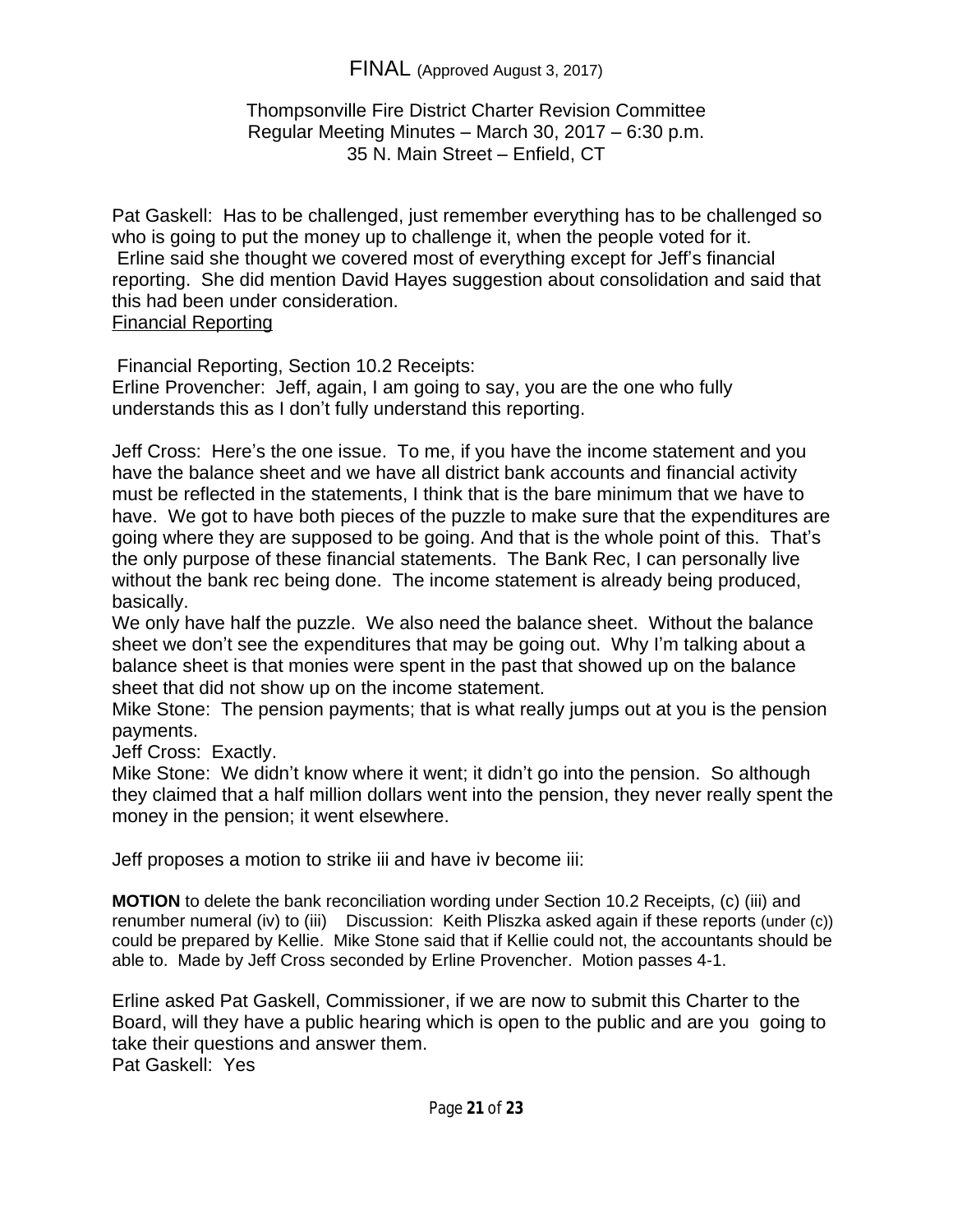FINAL (Approved August 3, 2017)

Thompsonville Fire District Charter Revision Committee
Regular Meeting Minutes – March 30, 2017 – 6:30 p.m.
35 N. Main Street – Enfield, CT

Pat Gaskell: Has to be challenged, just remember everything has to be challenged so who is going to put the money up to challenge it, when the people voted for it.
Erline said she thought we covered most of everything except for Jeff's financial reporting. She did mention David Hayes suggestion about consolidation and said that this had been under consideration.

Financial Reporting

Financial Reporting, Section 10.2 Receipts:
Erline Provencher: Jeff, again, I am going to say, you are the one who fully understands this as I don't fully understand this reporting.

Jeff Cross: Here's the one issue. To me, if you have the income statement and you have the balance sheet and we have all district bank accounts and financial activity must be reflected in the statements, I think that is the bare minimum that we have to have. We got to have both pieces of the puzzle to make sure that the expenditures are going where they are supposed to be going. And that is the whole point of this. That's the only purpose of these financial statements. The Bank Rec, I can personally live without the bank rec being done. The income statement is already being produced, basically.
We only have half the puzzle. We also need the balance sheet. Without the balance sheet we don't see the expenditures that may be going out. Why I'm talking about a balance sheet is that monies were spent in the past that showed up on the balance sheet that did not show up on the income statement.
Mike Stone: The pension payments; that is what really jumps out at you is the pension payments.
Jeff Cross: Exactly.
Mike Stone: We didn't know where it went; it didn't go into the pension. So although they claimed that a half million dollars went into the pension, they never really spent the money in the pension; it went elsewhere.

Jeff proposes a motion to strike iii and have iv become iii:

**MOTION** to delete the bank reconciliation wording under Section 10.2 Receipts, (c) (iii) and renumber numeral (iv) to (iii) Discussion: Keith Pliszka asked again if these reports (under (c)) could be prepared by Kellie. Mike Stone said that if Kellie could not, the accountants should be able to. Made by Jeff Cross seconded by Erline Provencher. Motion passes 4-1.

Erline asked Pat Gaskell, Commissioner, if we are now to submit this Charter to the Board, will they have a public hearing which is open to the public and are you going to take their questions and answer them.
Pat Gaskell: Yes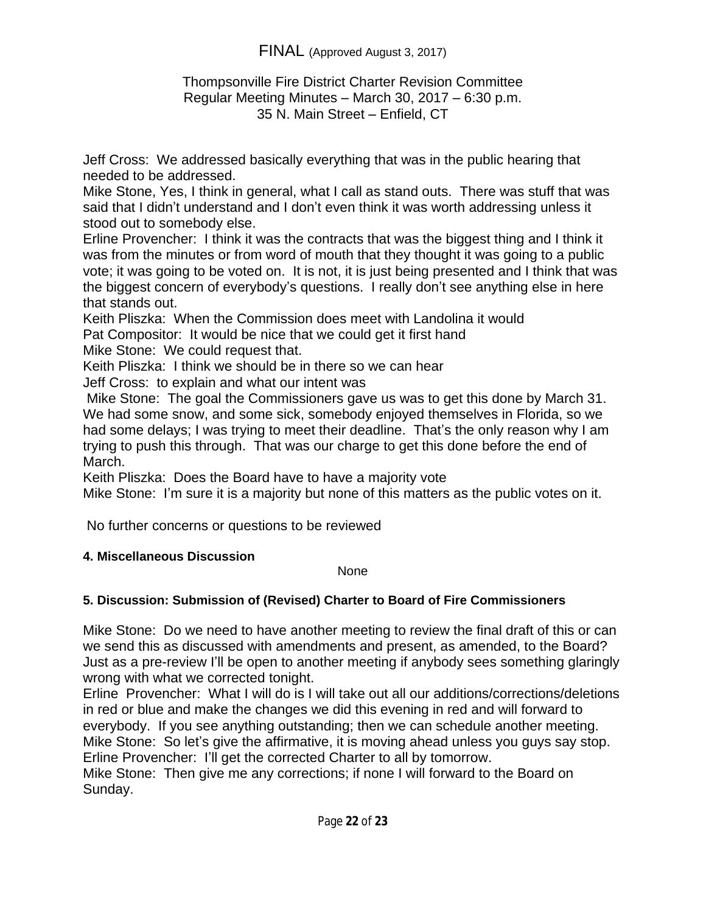FINAL (Approved August 3, 2017)

Thompsonville Fire District Charter Revision Committee
Regular Meeting Minutes – March 30, 2017 – 6:30 p.m.
35 N. Main Street – Enfield, CT

Jeff Cross: We addressed basically everything that was in the public hearing that needed to be addressed.
Mike Stone, Yes, I think in general, what I call as stand outs. There was stuff that was said that I didn't understand and I don't even think it was worth addressing unless it stood out to somebody else.
Erline Provencher: I think it was the contracts that was the biggest thing and I think it was from the minutes or from word of mouth that they thought it was going to a public vote; it was going to be voted on. It is not, it is just being presented and I think that was the biggest concern of everybody's questions. I really don't see anything else in here that stands out.
Keith Pliszka: When the Commission does meet with Landolina it would
Pat Compositor: It would be nice that we could get it first hand
Mike Stone: We could request that.
Keith Pliszka: I think we should be in there so we can hear
Jeff Cross: to explain and what our intent was
Mike Stone: The goal the Commissioners gave us was to get this done by March 31. We had some snow, and some sick, somebody enjoyed themselves in Florida, so we had some delays; I was trying to meet their deadline. That's the only reason why I am trying to push this through. That was our charge to get this done before the end of March.
Keith Pliszka: Does the Board have to have a majority vote
Mike Stone: I'm sure it is a majority but none of this matters as the public votes on it.

No further concerns or questions to be reviewed

**4. Miscellaneous Discussion**

None

**5. Discussion: Submission of (Revised) Charter to Board of Fire Commissioners**

Mike Stone: Do we need to have another meeting to review the final draft of this or can we send this as discussed with amendments and present, as amended, to the Board? Just as a pre-review I'll be open to another meeting if anybody sees something glaringly wrong with what we corrected tonight.
Erline Provencher: What I will do is I will take out all our additions/corrections/deletions in red or blue and make the changes we did this evening in red and will forward to everybody. If you see anything outstanding; then we can schedule another meeting.
Mike Stone: So let's give the affirmative, it is moving ahead unless you guys say stop.
Erline Provencher: I'll get the corrected Charter to all by tomorrow.
Mike Stone: Then give me any corrections; if none I will forward to the Board on Sunday.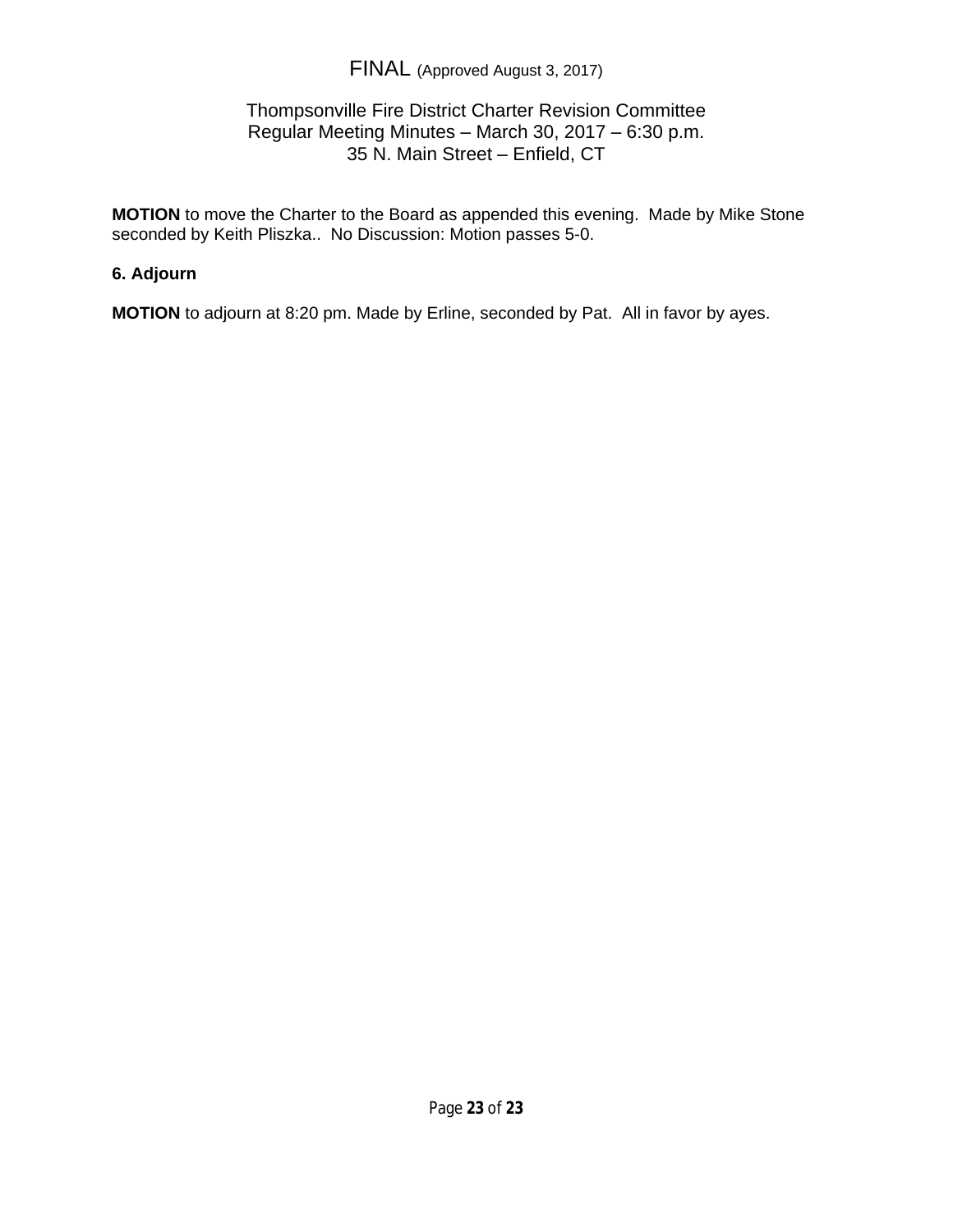FINAL (Approved August 3, 2017)

Thompsonville Fire District Charter Revision Committee
Regular Meeting Minutes – March 30, 2017 – 6:30 p.m.
35 N. Main Street – Enfield, CT

**MOTION** to move the Charter to the Board as appended this evening. Made by Mike Stone seconded by Keith Pliszka.. No Discussion: Motion passes 5-0.

**6. Adjourn**

**MOTION** to adjourn at 8:20 pm. Made by Erline, seconded by Pat. All in favor by ayes.